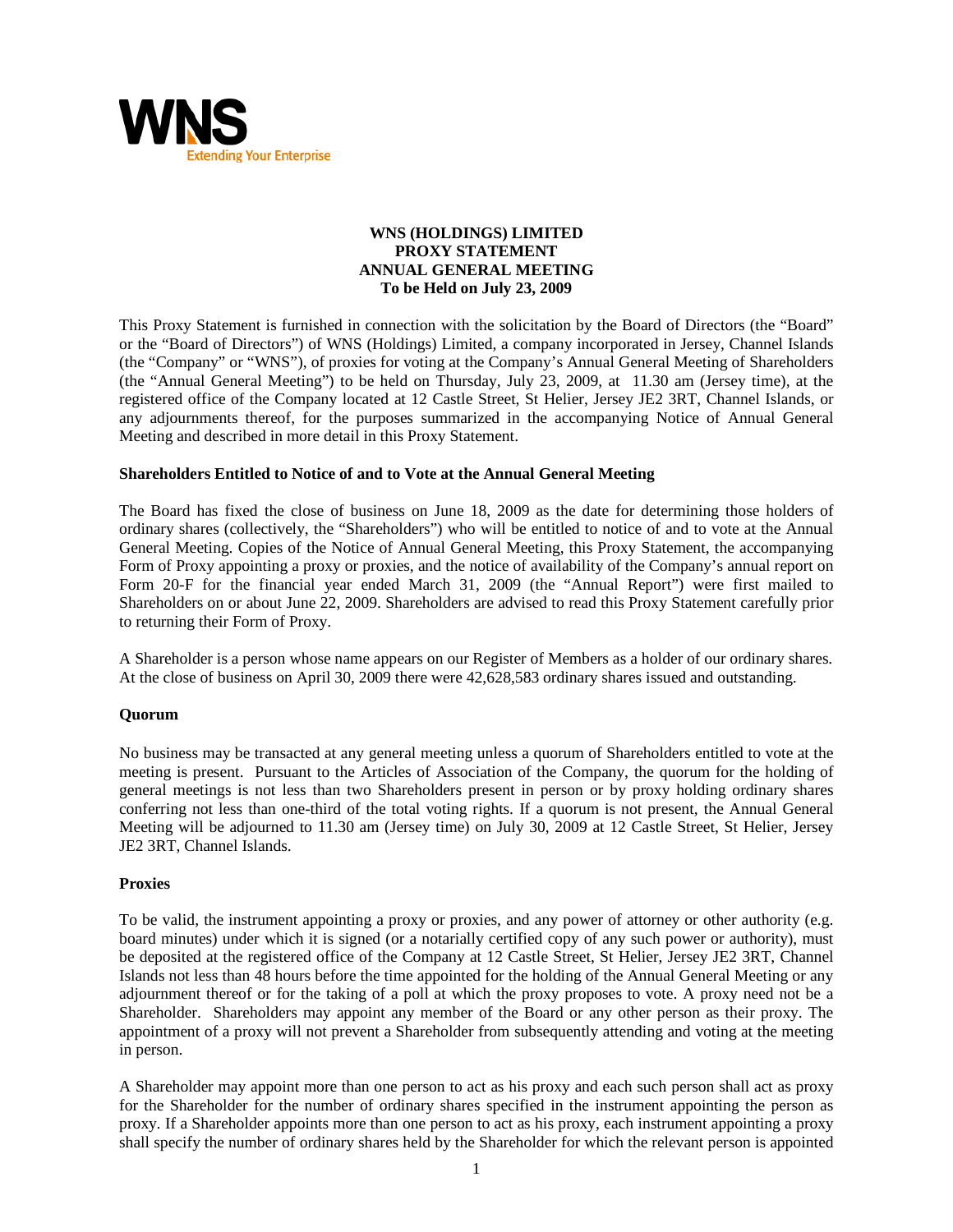WNS

Extending Your Enterprise

# WNS (HOLDINGS) LIMITED
# PROXY STATEMENT
# ANNUAL GENERAL MEETING
# To be Held on July 23, 2009

This Proxy Statement is furnished in connection with the solicitation by the Board of Directors (the "Board" or the "Board of Directors") of WNS (Holdings) Limited, a company incorporated in Jersey, Channel Islands (the "Company" or "WNS"), of proxies for voting at the Company's Annual General Meeting of Shareholders (the "Annual General Meeting") to be held on Thursday, July 23, 2009, at 11.30 am (Jersey time), at the registered office of the Company located at 12 Castle Street, St Helier, Jersey JE2 3RT, Channel Islands, or any adjournments thereof, for the purposes summarized in the accompanying Notice of Annual General Meeting and described in more detail in this Proxy Statement.

## Shareholders Entitled to Notice of and to Vote at the Annual General Meeting

The Board has fixed the close of business on June 18, 2009 as the date for determining those holders of ordinary shares (collectively, the "Shareholders") who will be entitled to notice of and to vote at the Annual General Meeting. Copies of the Notice of Annual General Meeting, this Proxy Statement, the accompanying Form of Proxy appointing a proxy or proxies, and the notice of availability of the Company's annual report on Form 20-F for the financial year ended March 31, 2009 (the "Annual Report") were first mailed to Shareholders on or about June 22, 2009. Shareholders are advised to read this Proxy Statement carefully prior to returning their Form of Proxy.

A Shareholder is a person whose name appears on our Register of Members as a holder of our ordinary shares. At the close of business on April 30, 2009 there were 42,628,583 ordinary shares issued and outstanding.

## Quorum

No business may be transacted at any general meeting unless a quorum of Shareholders entitled to vote at the meeting is present. Pursuant to the Articles of Association of the Company, the quorum for the holding of general meetings is not less than two Shareholders present in person or by proxy holding ordinary shares conferring not less than one-third of the total voting rights. If a quorum is not present, the Annual General Meeting will be adjourned to 11.30 am (Jersey time) on July 30, 2009 at 12 Castle Street, St Helier, Jersey JE2 3RT, Channel Islands.

## Proxies

To be valid, the instrument appointing a proxy or proxies, and any power of attorney or other authority (e.g. board minutes) under which it is signed (or a notarially certified copy of any such power or authority), must be deposited at the registered office of the Company at 12 Castle Street, St Helier, Jersey JE2 3RT, Channel Islands not less than 48 hours before the time appointed for the holding of the Annual General Meeting or any adjournment thereof or for the taking of a poll at which the proxy proposes to vote. A proxy need not be a Shareholder. Shareholders may appoint any member of the Board or any other person as their proxy. The appointment of a proxy will not prevent a Shareholder from subsequently attending and voting at the meeting in person.

A Shareholder may appoint more than one person to act as his proxy and each such person shall act as proxy for the Shareholder for the number of ordinary shares specified in the instrument appointing the person as proxy. If a Shareholder appoints more than one person to act as his proxy, each instrument appointing a proxy shall specify the number of ordinary shares held by the Shareholder for which the relevant person is appointed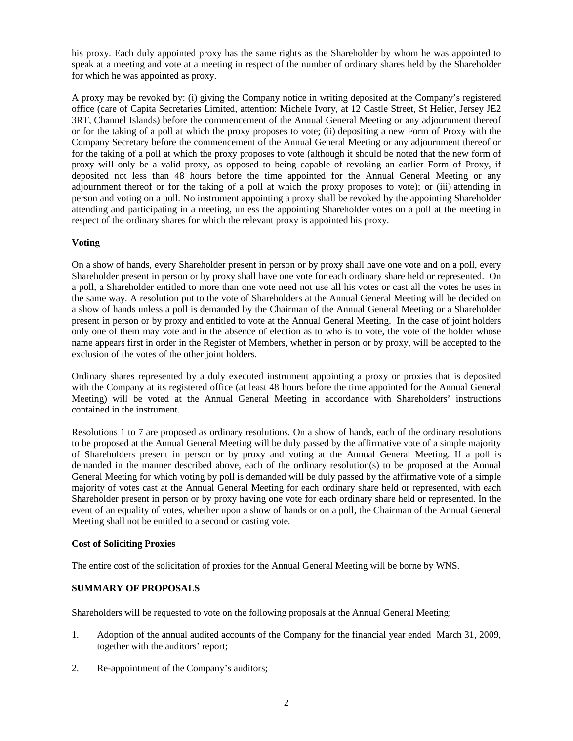his proxy. Each duly appointed proxy has the same rights as the Shareholder by whom he was appointed to speak at a meeting and vote at a meeting in respect of the number of ordinary shares held by the Shareholder for which he was appointed as proxy.

A proxy may be revoked by: (i) giving the Company notice in writing deposited at the Company's registered office (care of Capita Secretaries Limited, attention: Michele Ivory, at 12 Castle Street, St Helier, Jersey JE2 3RT, Channel Islands) before the commencement of the Annual General Meeting or any adjournment thereof or for the taking of a poll at which the proxy proposes to vote; (ii) depositing a new Form of Proxy with the Company Secretary before the commencement of the Annual General Meeting or any adjournment thereof or for the taking of a poll at which the proxy proposes to vote (although it should be noted that the new form of proxy will only be a valid proxy, as opposed to being capable of revoking an earlier Form of Proxy, if deposited not less than 48 hours before the time appointed for the Annual General Meeting or any adjournment thereof or for the taking of a poll at which the proxy proposes to vote); or (iii) attending in person and voting on a poll. No instrument appointing a proxy shall be revoked by the appointing Shareholder attending and participating in a meeting, unless the appointing Shareholder votes on a poll at the meeting in respect of the ordinary shares for which the relevant proxy is appointed his proxy.

**Voting**

On a show of hands, every Shareholder present in person or by proxy shall have one vote and on a poll, every Shareholder present in person or by proxy shall have one vote for each ordinary share held or represented. On a poll, a Shareholder entitled to more than one vote need not use all his votes or cast all the votes he uses in the same way. A resolution put to the vote of Shareholders at the Annual General Meeting will be decided on a show of hands unless a poll is demanded by the Chairman of the Annual General Meeting or a Shareholder present in person or by proxy and entitled to vote at the Annual General Meeting. In the case of joint holders only one of them may vote and in the absence of election as to who is to vote, the vote of the holder whose name appears first in order in the Register of Members, whether in person or by proxy, will be accepted to the exclusion of the votes of the other joint holders.

Ordinary shares represented by a duly executed instrument appointing a proxy or proxies that is deposited with the Company at its registered office (at least 48 hours before the time appointed for the Annual General Meeting) will be voted at the Annual General Meeting in accordance with Shareholders' instructions contained in the instrument.

Resolutions 1 to 7 are proposed as ordinary resolutions. On a show of hands, each of the ordinary resolutions to be proposed at the Annual General Meeting will be duly passed by the affirmative vote of a simple majority of Shareholders present in person or by proxy and voting at the Annual General Meeting. If a poll is demanded in the manner described above, each of the ordinary resolution(s) to be proposed at the Annual General Meeting for which voting by poll is demanded will be duly passed by the affirmative vote of a simple majority of votes cast at the Annual General Meeting for each ordinary share held or represented, with each Shareholder present in person or by proxy having one vote for each ordinary share held or represented. In the event of an equality of votes, whether upon a show of hands or on a poll, the Chairman of the Annual General Meeting shall not be entitled to a second or casting vote.

**Cost of Soliciting Proxies**

The entire cost of the solicitation of proxies for the Annual General Meeting will be borne by WNS.

**SUMMARY OF PROPOSALS**

Shareholders will be requested to vote on the following proposals at the Annual General Meeting:

1. Adoption of the annual audited accounts of the Company for the financial year ended March 31, 2009, together with the auditors' report;
2. Re-appointment of the Company's auditors;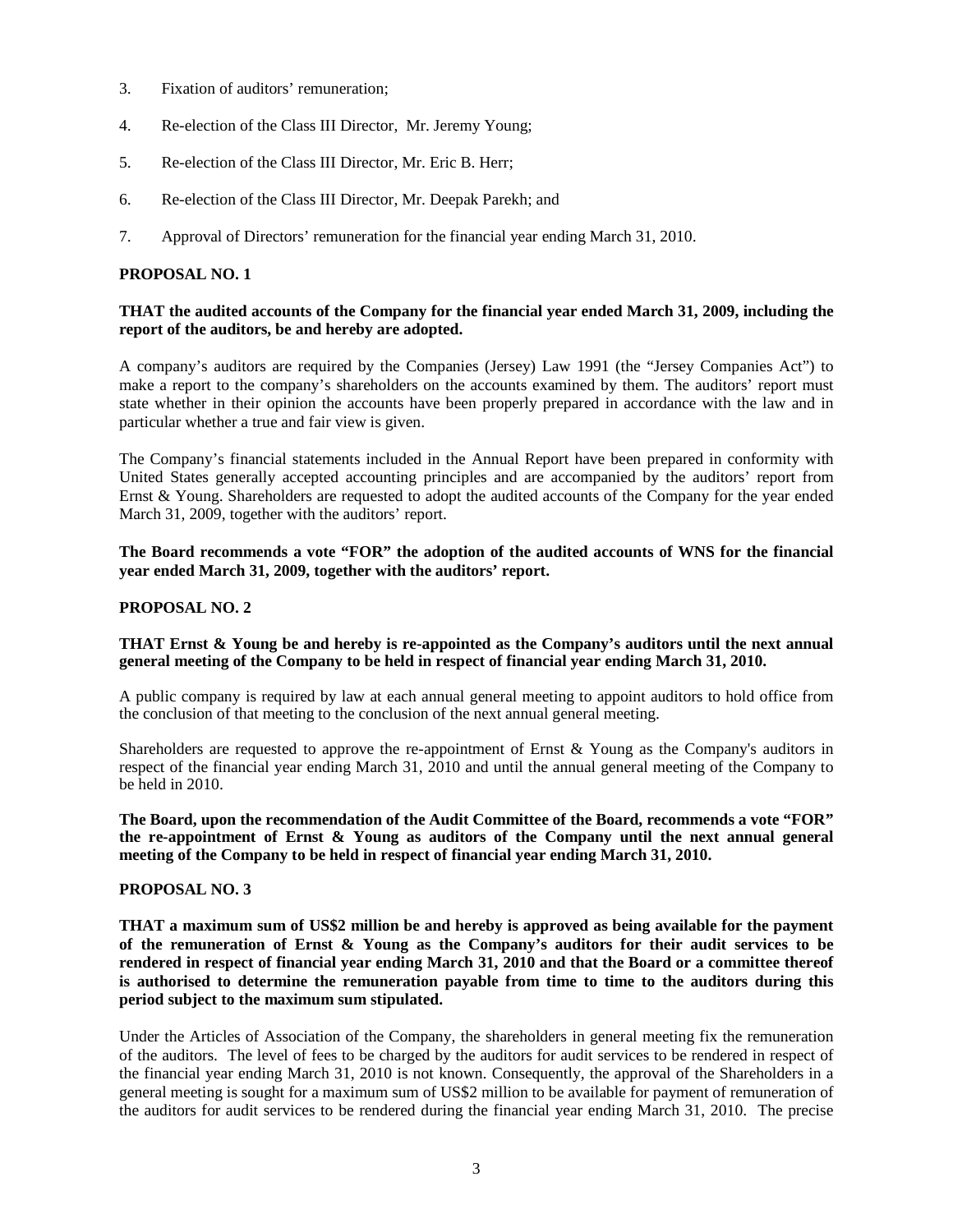3. Fixation of auditors' remuneration;

4. Re-election of the Class III Director, Mr. Jeremy Young;

5. Re-election of the Class III Director, Mr. Eric B. Herr;

6. Re-election of the Class III Director, Mr. Deepak Parekh; and

7. Approval of Directors' remuneration for the financial year ending March 31, 2010.

**PROPOSAL NO. 1**

**THAT the audited accounts of the Company for the financial year ended March 31, 2009, including the report of the auditors, be and hereby are adopted.**

A company's auditors are required by the Companies (Jersey) Law 1991 (the "Jersey Companies Act") to make a report to the company's shareholders on the accounts examined by them. The auditors' report must state whether in their opinion the accounts have been properly prepared in accordance with the law and in particular whether a true and fair view is given.

The Company's financial statements included in the Annual Report have been prepared in conformity with United States generally accepted accounting principles and are accompanied by the auditors' report from Ernst & Young. Shareholders are requested to adopt the audited accounts of the Company for the year ended March 31, 2009, together with the auditors' report.

**The Board recommends a vote "FOR" the adoption of the audited accounts of WNS for the financial year ended March 31, 2009, together with the auditors' report.**

**PROPOSAL NO. 2**

**THAT Ernst & Young be and hereby is re-appointed as the Company's auditors until the next annual general meeting of the Company to be held in respect of financial year ending March 31, 2010.**

A public company is required by law at each annual general meeting to appoint auditors to hold office from the conclusion of that meeting to the conclusion of the next annual general meeting.

Shareholders are requested to approve the re-appointment of Ernst & Young as the Company's auditors in respect of the financial year ending March 31, 2010 and until the annual general meeting of the Company to be held in 2010.

**The Board, upon the recommendation of the Audit Committee of the Board, recommends a vote "FOR" the re-appointment of Ernst & Young as auditors of the Company until the next annual general meeting of the Company to be held in respect of financial year ending March 31, 2010.**

**PROPOSAL NO. 3**

**THAT a maximum sum of US$2 million be and hereby is approved as being available for the payment of the remuneration of Ernst & Young as the Company's auditors for their audit services to be rendered in respect of financial year ending March 31, 2010 and that the Board or a committee thereof is authorised to determine the remuneration payable from time to time to the auditors during this period subject to the maximum sum stipulated.**

Under the Articles of Association of the Company, the shareholders in general meeting fix the remuneration of the auditors. The level of fees to be charged by the auditors for audit services to be rendered in respect of the financial year ending March 31, 2010 is not known. Consequently, the approval of the Shareholders in a general meeting is sought for a maximum sum of US$2 million to be available for payment of remuneration of the auditors for audit services to be rendered during the financial year ending March 31, 2010. The precise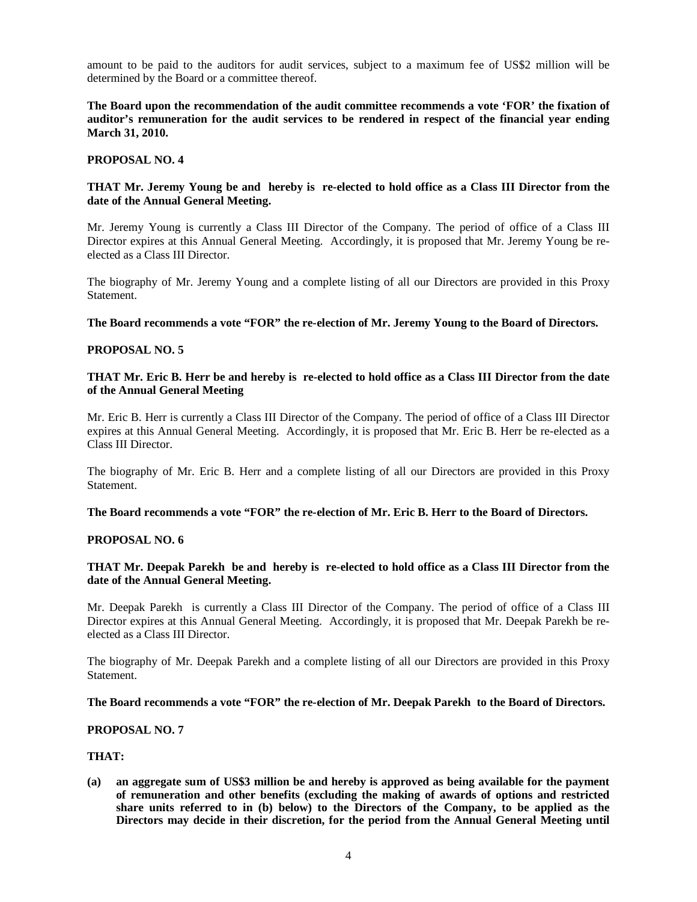amount to be paid to the auditors for audit services, subject to a maximum fee of US$2 million will be determined by the Board or a committee thereof.

**The Board upon the recommendation of the audit committee recommends a vote 'FOR' the fixation of auditor's remuneration for the audit services to be rendered in respect of the financial year ending March 31, 2010.**

**PROPOSAL NO. 4**

**THAT Mr. Jeremy Young be and hereby is re-elected to hold office as a Class III Director from the date of the Annual General Meeting.**

Mr. Jeremy Young is currently a Class III Director of the Company. The period of office of a Class III Director expires at this Annual General Meeting. Accordingly, it is proposed that Mr. Jeremy Young be re-elected as a Class III Director.

The biography of Mr. Jeremy Young and a complete listing of all our Directors are provided in this Proxy Statement.

**The Board recommends a vote "FOR" the re-election of Mr. Jeremy Young to the Board of Directors.**

**PROPOSAL NO. 5**

**THAT Mr. Eric B. Herr be and hereby is re-elected to hold office as a Class III Director from the date of the Annual General Meeting**

Mr. Eric B. Herr is currently a Class III Director of the Company. The period of office of a Class III Director expires at this Annual General Meeting. Accordingly, it is proposed that Mr. Eric B. Herr be re-elected as a Class III Director.

The biography of Mr. Eric B. Herr and a complete listing of all our Directors are provided in this Proxy Statement.

**The Board recommends a vote "FOR" the re-election of Mr. Eric B. Herr to the Board of Directors.**

**PROPOSAL NO. 6**

**THAT Mr. Deepak Parekh be and hereby is re-elected to hold office as a Class III Director from the date of the Annual General Meeting.**

Mr. Deepak Parekh is currently a Class III Director of the Company. The period of office of a Class III Director expires at this Annual General Meeting. Accordingly, it is proposed that Mr. Deepak Parekh be re-elected as a Class III Director.

The biography of Mr. Deepak Parekh and a complete listing of all our Directors are provided in this Proxy Statement.

**The Board recommends a vote "FOR" the re-election of Mr. Deepak Parekh to the Board of Directors.**

**PROPOSAL NO. 7**

**THAT:**

**(a) an aggregate sum of US$3 million be and hereby is approved as being available for the payment of remuneration and other benefits (excluding the making of awards of options and restricted share units referred to in (b) below) to the Directors of the Company, to be applied as the Directors may decide in their discretion, for the period from the Annual General Meeting until**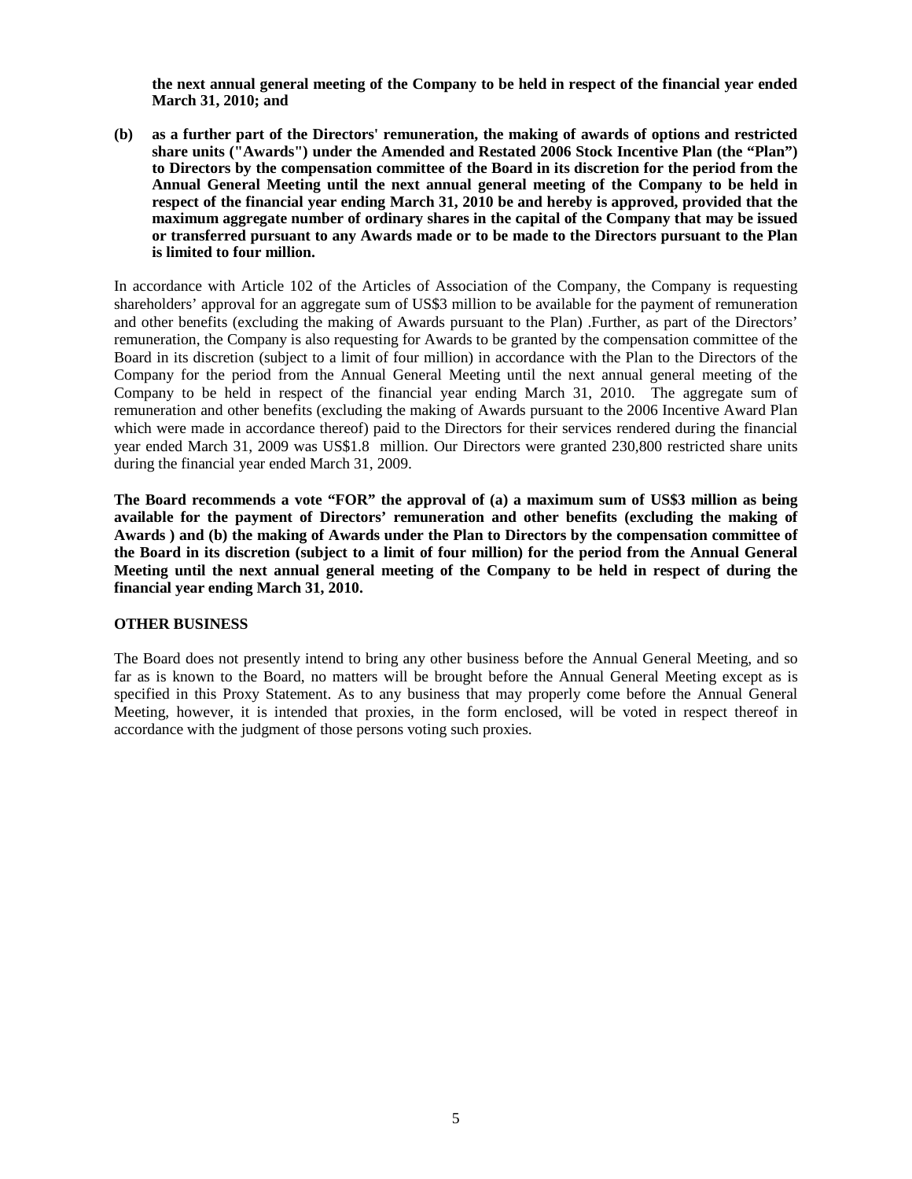**the next annual general meeting of the Company to be held in respect of the financial year ended March 31, 2010; and**

**(b) as a further part of the Directors' remuneration, the making of awards of options and restricted share units ("Awards") under the Amended and Restated 2006 Stock Incentive Plan (the "Plan") to Directors by the compensation committee of the Board in its discretion for the period from the Annual General Meeting until the next annual general meeting of the Company to be held in respect of the financial year ending March 31, 2010 be and hereby is approved, provided that the maximum aggregate number of ordinary shares in the capital of the Company that may be issued or transferred pursuant to any Awards made or to be made to the Directors pursuant to the Plan is limited to four million.**

In accordance with Article 102 of the Articles of Association of the Company, the Company is requesting shareholders' approval for an aggregate sum of US$3 million to be available for the payment of remuneration and other benefits (excluding the making of Awards pursuant to the Plan) .Further, as part of the Directors' remuneration, the Company is also requesting for Awards to be granted by the compensation committee of the Board in its discretion (subject to a limit of four million) in accordance with the Plan to the Directors of the Company for the period from the Annual General Meeting until the next annual general meeting of the Company to be held in respect of the financial year ending March 31, 2010. The aggregate sum of remuneration and other benefits (excluding the making of Awards pursuant to the 2006 Incentive Award Plan which were made in accordance thereof) paid to the Directors for their services rendered during the financial year ended March 31, 2009 was US$1.8 million. Our Directors were granted 230,800 restricted share units during the financial year ended March 31, 2009.

**The Board recommends a vote "FOR" the approval of (a) a maximum sum of US$3 million as being available for the payment of Directors' remuneration and other benefits (excluding the making of Awards ) and (b) the making of Awards under the Plan to Directors by the compensation committee of the Board in its discretion (subject to a limit of four million) for the period from the Annual General Meeting until the next annual general meeting of the Company to be held in respect of during the financial year ending March 31, 2010.**

## OTHER BUSINESS

The Board does not presently intend to bring any other business before the Annual General Meeting, and so far as is known to the Board, no matters will be brought before the Annual General Meeting except as is specified in this Proxy Statement. As to any business that may properly come before the Annual General Meeting, however, it is intended that proxies, in the form enclosed, will be voted in respect thereof in accordance with the judgment of those persons voting such proxies.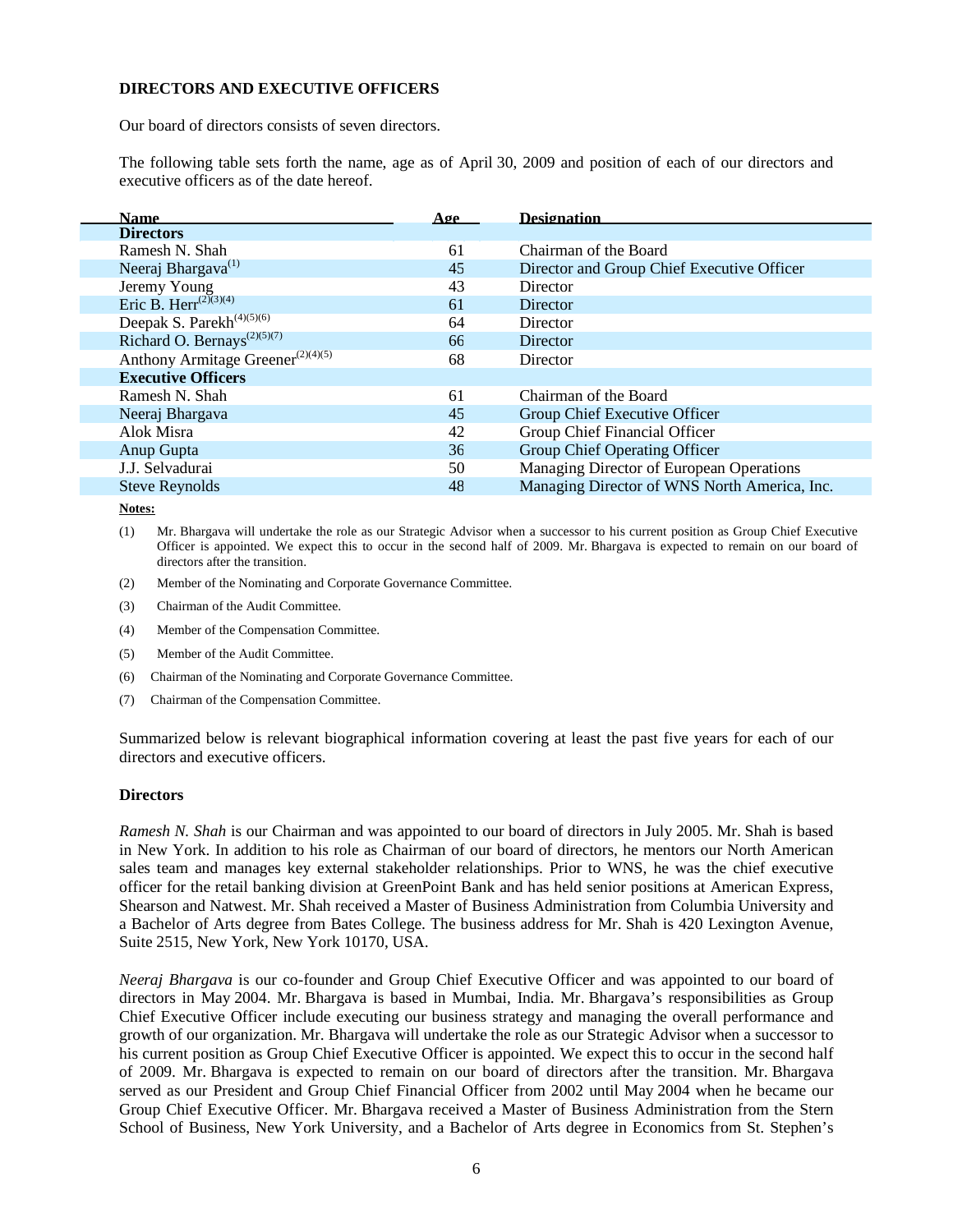### DIRECTORS AND EXECUTIVE OFFICERS

Our board of directors consists of seven directors.

The following table sets forth the name, age as of April 30, 2009 and position of each of our directors and executive officers as of the date hereof.

| Name | Age | Designation |
|---|---|---|
| **Directors** | | |
| Ramesh N. Shah | 61 | Chairman of the Board |
| Neeraj Bhargava[(1)] | 45 | Director and Group Chief Executive Officer |
| Jeremy Young | 43 | Director |
| Eric B. Herr[(2)(3)(4)] | 61 | Director |
| Deepak S. Parekh[(4)(5)(6)] | 64 | Director |
| Richard O. Bernays[(2)(5)(7)] | 66 | Director |
| Anthony Armitage Greener[(2)(4)(5)] | 68 | Director |
| **Executive Officers** | | |
| Ramesh N. Shah | 61 | Chairman of the Board |
| Neeraj Bhargava | 45 | Group Chief Executive Officer |
| Alok Misra | 42 | Group Chief Financial Officer |
| Anup Gupta | 36 | Group Chief Operating Officer |
| J.J. Selvadurai | 50 | Managing Director of European Operations |
| Steve Reynolds | 48 | Managing Director of WNS North America, Inc. |

**Notes:**

(1) Mr. Bhargava will undertake the role as our Strategic Advisor when a successor to his current position as Group Chief Executive Officer is appointed. We expect this to occur in the second half of 2009. Mr. Bhargava is expected to remain on our board of directors after the transition.

(2) Member of the Nominating and Corporate Governance Committee.

(3) Chairman of the Audit Committee.

(4) Member of the Compensation Committee.

(5) Member of the Audit Committee.

(6) Chairman of the Nominating and Corporate Governance Committee.

(7) Chairman of the Compensation Committee.

Summarized below is relevant biographical information covering at least the past five years for each of our directors and executive officers.

### Directors

*Ramesh N. Shah* is our Chairman and was appointed to our board of directors in July 2005. Mr. Shah is based in New York. In addition to his role as Chairman of our board of directors, he mentors our North American sales team and manages key external stakeholder relationships. Prior to WNS, he was the chief executive officer for the retail banking division at GreenPoint Bank and has held senior positions at American Express, Shearson and Natwest. Mr. Shah received a Master of Business Administration from Columbia University and a Bachelor of Arts degree from Bates College. The business address for Mr. Shah is 420 Lexington Avenue, Suite 2515, New York, New York 10170, USA.

*Neeraj Bhargava* is our co-founder and Group Chief Executive Officer and was appointed to our board of directors in May 2004. Mr. Bhargava is based in Mumbai, India. Mr. Bhargava's responsibilities as Group Chief Executive Officer include executing our business strategy and managing the overall performance and growth of our organization. Mr. Bhargava will undertake the role as our Strategic Advisor when a successor to his current position as Group Chief Executive Officer is appointed. We expect this to occur in the second half of 2009. Mr. Bhargava is expected to remain on our board of directors after the transition. Mr. Bhargava served as our President and Group Chief Financial Officer from 2002 until May 2004 when he became our Group Chief Executive Officer. Mr. Bhargava received a Master of Business Administration from the Stern School of Business, New York University, and a Bachelor of Arts degree in Economics from St. Stephen's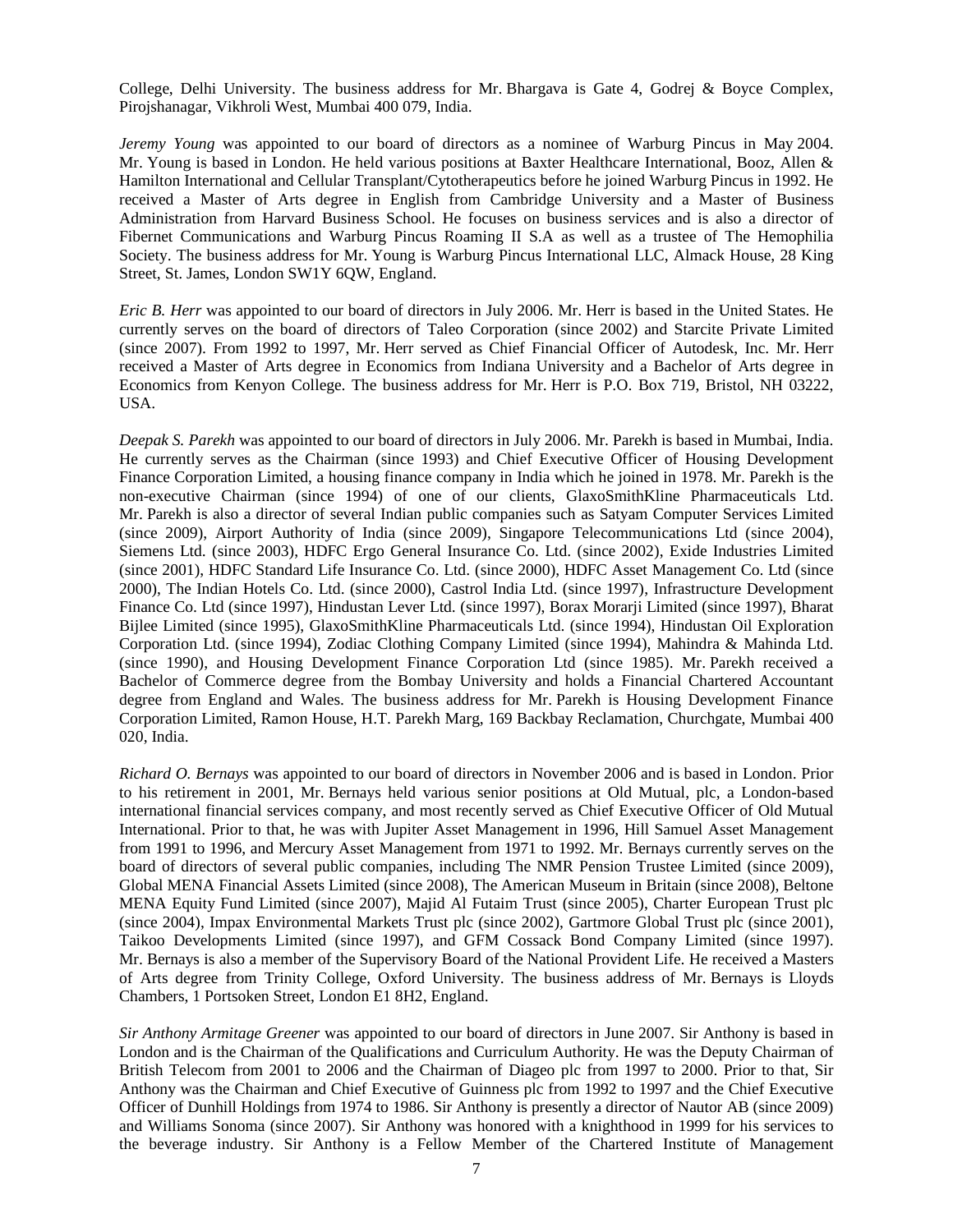College, Delhi University. The business address for Mr. Bhargava is Gate 4, Godrej & Boyce Complex, Pirojshanagar, Vikhroli West, Mumbai 400 079, India.

*Jeremy Young* was appointed to our board of directors as a nominee of Warburg Pincus in May 2004. Mr. Young is based in London. He held various positions at Baxter Healthcare International, Booz, Allen & Hamilton International and Cellular Transplant/Cytotherapeutics before he joined Warburg Pincus in 1992. He received a Master of Arts degree in English from Cambridge University and a Master of Business Administration from Harvard Business School. He focuses on business services and is also a director of Fibernet Communications and Warburg Pincus Roaming II S.A as well as a trustee of The Hemophilia Society. The business address for Mr. Young is Warburg Pincus International LLC, Almack House, 28 King Street, St. James, London SW1Y 6QW, England.

*Eric B. Herr* was appointed to our board of directors in July 2006. Mr. Herr is based in the United States. He currently serves on the board of directors of Taleo Corporation (since 2002) and Starcite Private Limited (since 2007). From 1992 to 1997, Mr. Herr served as Chief Financial Officer of Autodesk, Inc. Mr. Herr received a Master of Arts degree in Economics from Indiana University and a Bachelor of Arts degree in Economics from Kenyon College. The business address for Mr. Herr is P.O. Box 719, Bristol, NH 03222, USA.

*Deepak S. Parekh* was appointed to our board of directors in July 2006. Mr. Parekh is based in Mumbai, India. He currently serves as the Chairman (since 1993) and Chief Executive Officer of Housing Development Finance Corporation Limited, a housing finance company in India which he joined in 1978. Mr. Parekh is the non-executive Chairman (since 1994) of one of our clients, GlaxoSmithKline Pharmaceuticals Ltd. Mr. Parekh is also a director of several Indian public companies such as Satyam Computer Services Limited (since 2009), Airport Authority of India (since 2009), Singapore Telecommunications Ltd (since 2004), Siemens Ltd. (since 2003), HDFC Ergo General Insurance Co. Ltd. (since 2002), Exide Industries Limited (since 2001), HDFC Standard Life Insurance Co. Ltd. (since 2000), HDFC Asset Management Co. Ltd (since 2000), The Indian Hotels Co. Ltd. (since 2000), Castrol India Ltd. (since 1997), Infrastructure Development Finance Co. Ltd (since 1997), Hindustan Lever Ltd. (since 1997), Borax Morarji Limited (since 1997), Bharat Bijlee Limited (since 1995), GlaxoSmithKline Pharmaceuticals Ltd. (since 1994), Hindustan Oil Exploration Corporation Ltd. (since 1994), Zodiac Clothing Company Limited (since 1994), Mahindra & Mahinda Ltd. (since 1990), and Housing Development Finance Corporation Ltd (since 1985). Mr. Parekh received a Bachelor of Commerce degree from the Bombay University and holds a Financial Chartered Accountant degree from England and Wales. The business address for Mr. Parekh is Housing Development Finance Corporation Limited, Ramon House, H.T. Parekh Marg, 169 Backbay Reclamation, Churchgate, Mumbai 400 020, India.

*Richard O. Bernays* was appointed to our board of directors in November 2006 and is based in London. Prior to his retirement in 2001, Mr. Bernays held various senior positions at Old Mutual, plc, a London-based international financial services company, and most recently served as Chief Executive Officer of Old Mutual International. Prior to that, he was with Jupiter Asset Management in 1996, Hill Samuel Asset Management from 1991 to 1996, and Mercury Asset Management from 1971 to 1992. Mr. Bernays currently serves on the board of directors of several public companies, including The NMR Pension Trustee Limited (since 2009), Global MENA Financial Assets Limited (since 2008), The American Museum in Britain (since 2008), Beltone MENA Equity Fund Limited (since 2007), Majid Al Futaim Trust (since 2005), Charter European Trust plc (since 2004), Impax Environmental Markets Trust plc (since 2002), Gartmore Global Trust plc (since 2001), Taikoo Developments Limited (since 1997), and GFM Cossack Bond Company Limited (since 1997). Mr. Bernays is also a member of the Supervisory Board of the National Provident Life. He received a Masters of Arts degree from Trinity College, Oxford University. The business address of Mr. Bernays is Lloyds Chambers, 1 Portsoken Street, London E1 8H2, England.

*Sir Anthony Armitage Greener* was appointed to our board of directors in June 2007. Sir Anthony is based in London and is the Chairman of the Qualifications and Curriculum Authority. He was the Deputy Chairman of British Telecom from 2001 to 2006 and the Chairman of Diageo plc from 1997 to 2000. Prior to that, Sir Anthony was the Chairman and Chief Executive of Guinness plc from 1992 to 1997 and the Chief Executive Officer of Dunhill Holdings from 1974 to 1986. Sir Anthony is presently a director of Nautor AB (since 2009) and Williams Sonoma (since 2007). Sir Anthony was honored with a knighthood in 1999 for his services to the beverage industry. Sir Anthony is a Fellow Member of the Chartered Institute of Management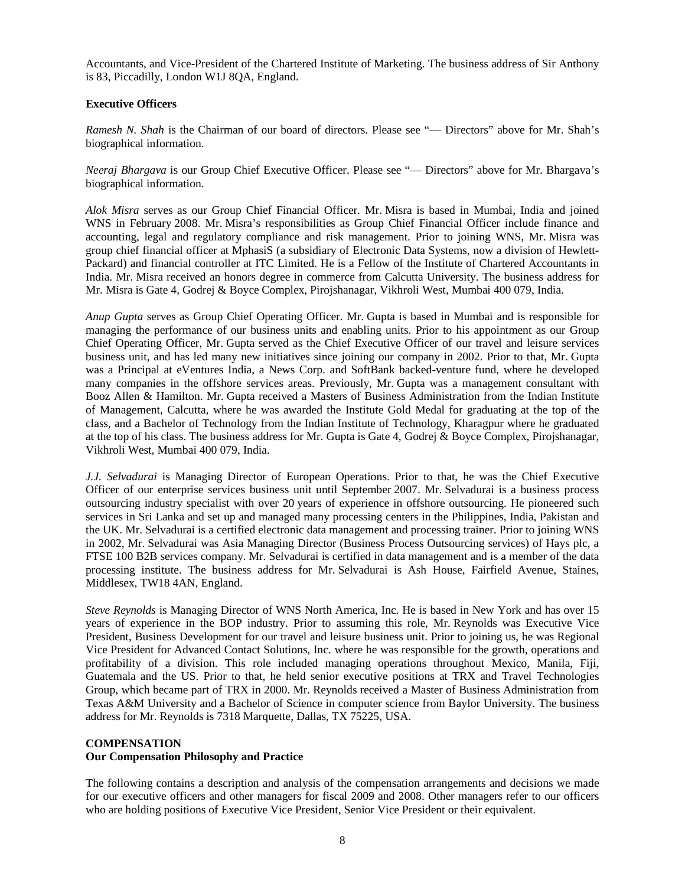Accountants, and Vice-President of the Chartered Institute of Marketing. The business address of Sir Anthony is 83, Piccadilly, London W1J 8QA, England.

### Executive Officers

*Ramesh N. Shah* is the Chairman of our board of directors. Please see "— Directors" above for Mr. Shah's biographical information.

*Neeraj Bhargava* is our Group Chief Executive Officer. Please see "— Directors" above for Mr. Bhargava's biographical information.

*Alok Misra* serves as our Group Chief Financial Officer. Mr. Misra is based in Mumbai, India and joined WNS in February 2008. Mr. Misra's responsibilities as Group Chief Financial Officer include finance and accounting, legal and regulatory compliance and risk management. Prior to joining WNS, Mr. Misra was group chief financial officer at MphasiS (a subsidiary of Electronic Data Systems, now a division of Hewlett-Packard) and financial controller at ITC Limited. He is a Fellow of the Institute of Chartered Accountants in India. Mr. Misra received an honors degree in commerce from Calcutta University. The business address for Mr. Misra is Gate 4, Godrej & Boyce Complex, Pirojshanagar, Vikhroli West, Mumbai 400 079, India.

*Anup Gupta* serves as Group Chief Operating Officer. Mr. Gupta is based in Mumbai and is responsible for managing the performance of our business units and enabling units. Prior to his appointment as our Group Chief Operating Officer, Mr. Gupta served as the Chief Executive Officer of our travel and leisure services business unit, and has led many new initiatives since joining our company in 2002. Prior to that, Mr. Gupta was a Principal at eVentures India, a News Corp. and SoftBank backed-venture fund, where he developed many companies in the offshore services areas. Previously, Mr. Gupta was a management consultant with Booz Allen & Hamilton. Mr. Gupta received a Masters of Business Administration from the Indian Institute of Management, Calcutta, where he was awarded the Institute Gold Medal for graduating at the top of the class, and a Bachelor of Technology from the Indian Institute of Technology, Kharagpur where he graduated at the top of his class. The business address for Mr. Gupta is Gate 4, Godrej & Boyce Complex, Pirojshanagar, Vikhroli West, Mumbai 400 079, India.

*J.J. Selvadurai* is Managing Director of European Operations. Prior to that, he was the Chief Executive Officer of our enterprise services business unit until September 2007. Mr. Selvadurai is a business process outsourcing industry specialist with over 20 years of experience in offshore outsourcing. He pioneered such services in Sri Lanka and set up and managed many processing centers in the Philippines, India, Pakistan and the UK. Mr. Selvadurai is a certified electronic data management and processing trainer. Prior to joining WNS in 2002, Mr. Selvadurai was Asia Managing Director (Business Process Outsourcing services) of Hays plc, a FTSE 100 B2B services company. Mr. Selvadurai is certified in data management and is a member of the data processing institute. The business address for Mr. Selvadurai is Ash House, Fairfield Avenue, Staines, Middlesex, TW18 4AN, England.

*Steve Reynolds* is Managing Director of WNS North America, Inc. He is based in New York and has over 15 years of experience in the BOP industry. Prior to assuming this role, Mr. Reynolds was Executive Vice President, Business Development for our travel and leisure business unit. Prior to joining us, he was Regional Vice President for Advanced Contact Solutions, Inc. where he was responsible for the growth, operations and profitability of a division. This role included managing operations throughout Mexico, Manila, Fiji, Guatemala and the US. Prior to that, he held senior executive positions at TRX and Travel Technologies Group, which became part of TRX in 2000. Mr. Reynolds received a Master of Business Administration from Texas A&M University and a Bachelor of Science in computer science from Baylor University. The business address for Mr. Reynolds is 7318 Marquette, Dallas, TX 75225, USA.

## COMPENSATION

### Our Compensation Philosophy and Practice

The following contains a description and analysis of the compensation arrangements and decisions we made for our executive officers and other managers for fiscal 2009 and 2008. Other managers refer to our officers who are holding positions of Executive Vice President, Senior Vice President or their equivalent.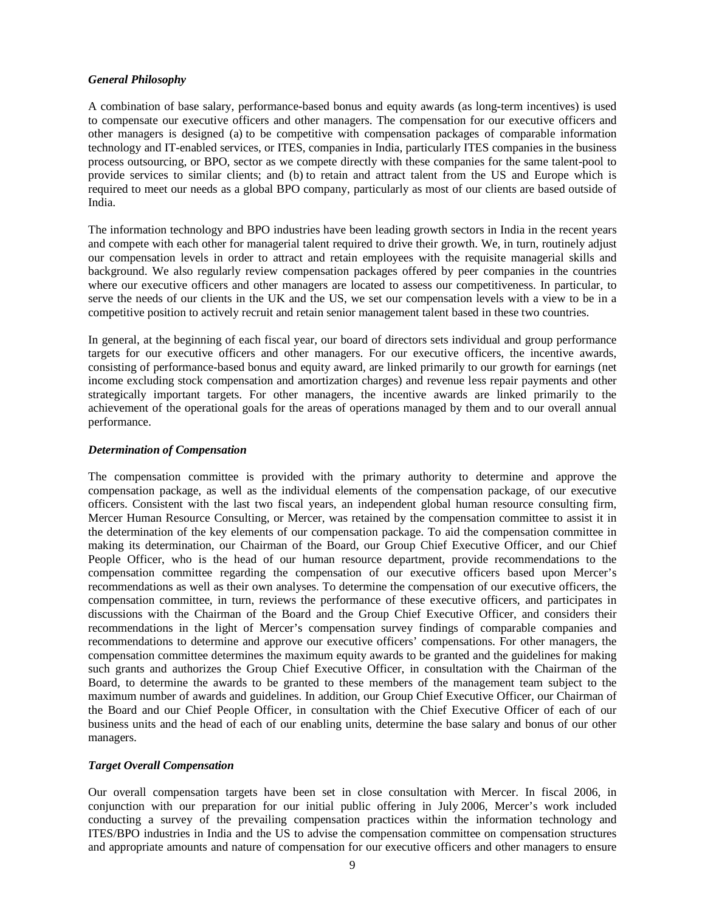### *General Philosophy*

A combination of base salary, performance-based bonus and equity awards (as long-term incentives) is used to compensate our executive officers and other managers. The compensation for our executive officers and other managers is designed (a) to be competitive with compensation packages of comparable information technology and IT-enabled services, or ITES, companies in India, particularly ITES companies in the business process outsourcing, or BPO, sector as we compete directly with these companies for the same talent-pool to provide services to similar clients; and (b) to retain and attract talent from the US and Europe which is required to meet our needs as a global BPO company, particularly as most of our clients are based outside of India.

The information technology and BPO industries have been leading growth sectors in India in the recent years and compete with each other for managerial talent required to drive their growth. We, in turn, routinely adjust our compensation levels in order to attract and retain employees with the requisite managerial skills and background. We also regularly review compensation packages offered by peer companies in the countries where our executive officers and other managers are located to assess our competitiveness. In particular, to serve the needs of our clients in the UK and the US, we set our compensation levels with a view to be in a competitive position to actively recruit and retain senior management talent based in these two countries.

In general, at the beginning of each fiscal year, our board of directors sets individual and group performance targets for our executive officers and other managers. For our executive officers, the incentive awards, consisting of performance-based bonus and equity award, are linked primarily to our growth for earnings (net income excluding stock compensation and amortization charges) and revenue less repair payments and other strategically important targets. For other managers, the incentive awards are linked primarily to the achievement of the operational goals for the areas of operations managed by them and to our overall annual performance.

### *Determination of Compensation*

The compensation committee is provided with the primary authority to determine and approve the compensation package, as well as the individual elements of the compensation package, of our executive officers. Consistent with the last two fiscal years, an independent global human resource consulting firm, Mercer Human Resource Consulting, or Mercer, was retained by the compensation committee to assist it in the determination of the key elements of our compensation package. To aid the compensation committee in making its determination, our Chairman of the Board, our Group Chief Executive Officer, and our Chief People Officer, who is the head of our human resource department, provide recommendations to the compensation committee regarding the compensation of our executive officers based upon Mercer's recommendations as well as their own analyses. To determine the compensation of our executive officers, the compensation committee, in turn, reviews the performance of these executive officers, and participates in discussions with the Chairman of the Board and the Group Chief Executive Officer, and considers their recommendations in the light of Mercer's compensation survey findings of comparable companies and recommendations to determine and approve our executive officers' compensations. For other managers, the compensation committee determines the maximum equity awards to be granted and the guidelines for making such grants and authorizes the Group Chief Executive Officer, in consultation with the Chairman of the Board, to determine the awards to be granted to these members of the management team subject to the maximum number of awards and guidelines. In addition, our Group Chief Executive Officer, our Chairman of the Board and our Chief People Officer, in consultation with the Chief Executive Officer of each of our business units and the head of each of our enabling units, determine the base salary and bonus of our other managers.

### *Target Overall Compensation*

Our overall compensation targets have been set in close consultation with Mercer. In fiscal 2006, in conjunction with our preparation for our initial public offering in July 2006, Mercer's work included conducting a survey of the prevailing compensation practices within the information technology and ITES/BPO industries in India and the US to advise the compensation committee on compensation structures and appropriate amounts and nature of compensation for our executive officers and other managers to ensure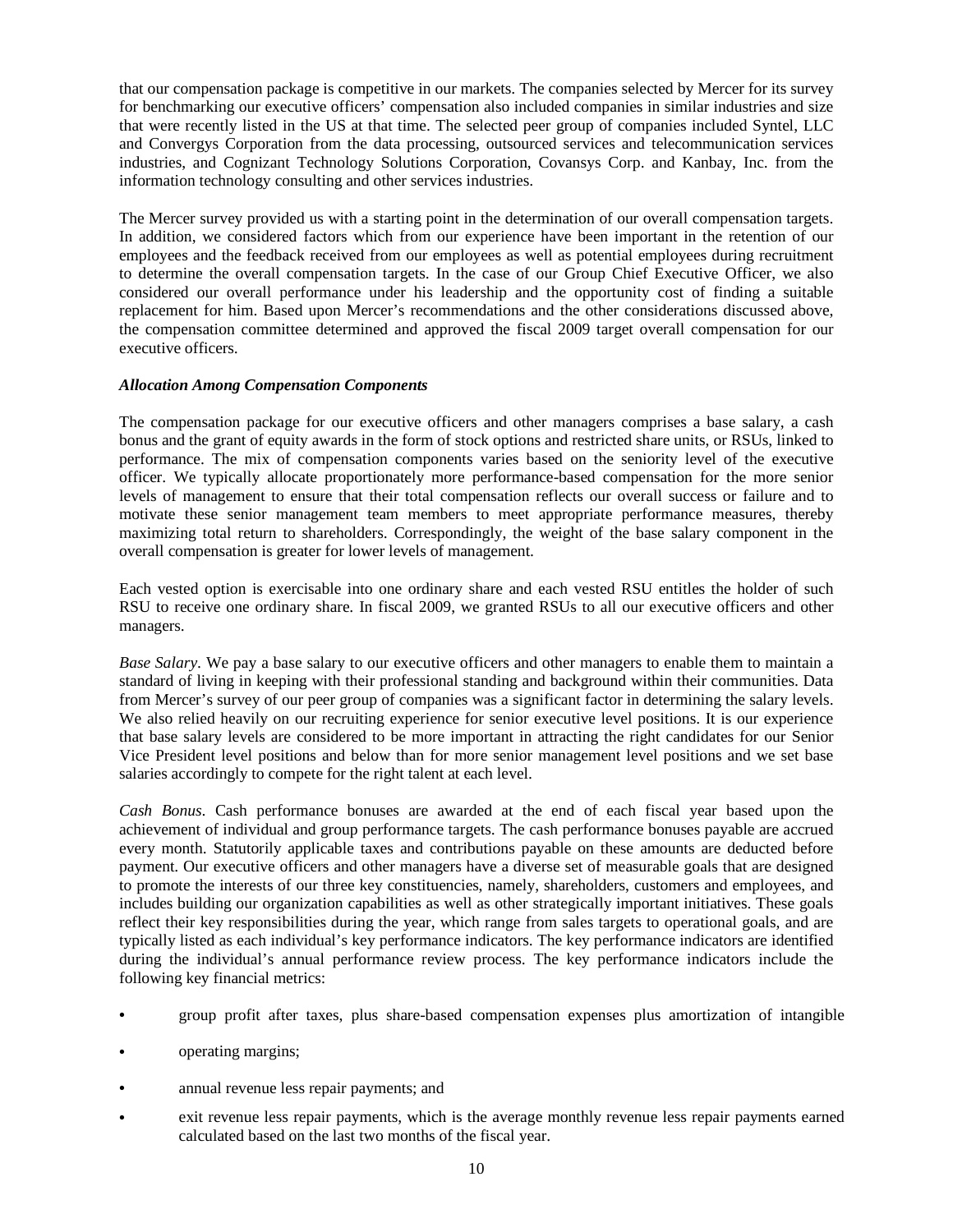that our compensation package is competitive in our markets. The companies selected by Mercer for its survey for benchmarking our executive officers' compensation also included companies in similar industries and size that were recently listed in the US at that time. The selected peer group of companies included Syntel, LLC and Convergys Corporation from the data processing, outsourced services and telecommunication services industries, and Cognizant Technology Solutions Corporation, Covansys Corp. and Kanbay, Inc. from the information technology consulting and other services industries.

The Mercer survey provided us with a starting point in the determination of our overall compensation targets. In addition, we considered factors which from our experience have been important in the retention of our employees and the feedback received from our employees as well as potential employees during recruitment to determine the overall compensation targets. In the case of our Group Chief Executive Officer, we also considered our overall performance under his leadership and the opportunity cost of finding a suitable replacement for him. Based upon Mercer's recommendations and the other considerations discussed above, the compensation committee determined and approved the fiscal 2009 target overall compensation for our executive officers.

***Allocation Among Compensation Components***

The compensation package for our executive officers and other managers comprises a base salary, a cash bonus and the grant of equity awards in the form of stock options and restricted share units, or RSUs, linked to performance. The mix of compensation components varies based on the seniority level of the executive officer. We typically allocate proportionately more performance-based compensation for the more senior levels of management to ensure that their total compensation reflects our overall success or failure and to motivate these senior management team members to meet appropriate performance measures, thereby maximizing total return to shareholders. Correspondingly, the weight of the base salary component in the overall compensation is greater for lower levels of management.

Each vested option is exercisable into one ordinary share and each vested RSU entitles the holder of such RSU to receive one ordinary share. In fiscal 2009, we granted RSUs to all our executive officers and other managers.

*Base Salary*. We pay a base salary to our executive officers and other managers to enable them to maintain a standard of living in keeping with their professional standing and background within their communities. Data from Mercer's survey of our peer group of companies was a significant factor in determining the salary levels. We also relied heavily on our recruiting experience for senior executive level positions. It is our experience that base salary levels are considered to be more important in attracting the right candidates for our Senior Vice President level positions and below than for more senior management level positions and we set base salaries accordingly to compete for the right talent at each level.

*Cash Bonus*. Cash performance bonuses are awarded at the end of each fiscal year based upon the achievement of individual and group performance targets. The cash performance bonuses payable are accrued every month. Statutorily applicable taxes and contributions payable on these amounts are deducted before payment. Our executive officers and other managers have a diverse set of measurable goals that are designed to promote the interests of our three key constituencies, namely, shareholders, customers and employees, and includes building our organization capabilities as well as other strategically important initiatives. These goals reflect their key responsibilities during the year, which range from sales targets to operational goals, and are typically listed as each individual's key performance indicators. The key performance indicators are identified during the individual's annual performance review process. The key performance indicators include the following key financial metrics:

- group profit after taxes, plus share-based compensation expenses plus amortization of intangible
- operating margins;
- annual revenue less repair payments; and
- exit revenue less repair payments, which is the average monthly revenue less repair payments earned calculated based on the last two months of the fiscal year.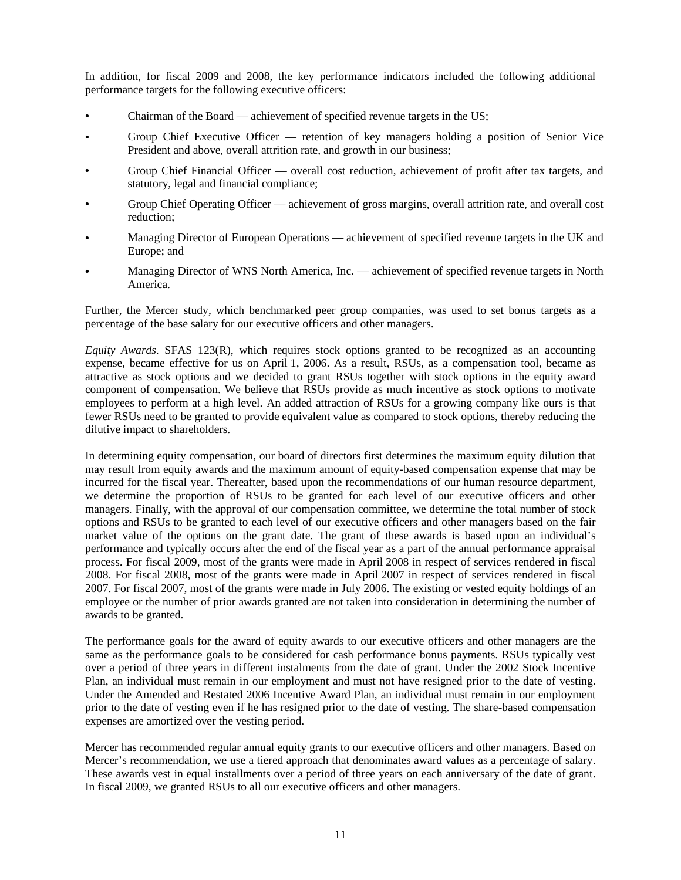In addition, for fiscal 2009 and 2008, the key performance indicators included the following additional performance targets for the following executive officers:

- Chairman of the Board — achievement of specified revenue targets in the US;
- Group Chief Executive Officer — retention of key managers holding a position of Senior Vice President and above, overall attrition rate, and growth in our business;
- Group Chief Financial Officer — overall cost reduction, achievement of profit after tax targets, and statutory, legal and financial compliance;
- Group Chief Operating Officer — achievement of gross margins, overall attrition rate, and overall cost reduction;
- Managing Director of European Operations — achievement of specified revenue targets in the UK and Europe; and
- Managing Director of WNS North America, Inc. — achievement of specified revenue targets in North America.

Further, the Mercer study, which benchmarked peer group companies, was used to set bonus targets as a percentage of the base salary for our executive officers and other managers.

*Equity Awards*. SFAS 123(R), which requires stock options granted to be recognized as an accounting expense, became effective for us on April 1, 2006. As a result, RSUs, as a compensation tool, became as attractive as stock options and we decided to grant RSUs together with stock options in the equity award component of compensation. We believe that RSUs provide as much incentive as stock options to motivate employees to perform at a high level. An added attraction of RSUs for a growing company like ours is that fewer RSUs need to be granted to provide equivalent value as compared to stock options, thereby reducing the dilutive impact to shareholders.

In determining equity compensation, our board of directors first determines the maximum equity dilution that may result from equity awards and the maximum amount of equity-based compensation expense that may be incurred for the fiscal year. Thereafter, based upon the recommendations of our human resource department, we determine the proportion of RSUs to be granted for each level of our executive officers and other managers. Finally, with the approval of our compensation committee, we determine the total number of stock options and RSUs to be granted to each level of our executive officers and other managers based on the fair market value of the options on the grant date. The grant of these awards is based upon an individual's performance and typically occurs after the end of the fiscal year as a part of the annual performance appraisal process. For fiscal 2009, most of the grants were made in April 2008 in respect of services rendered in fiscal 2008. For fiscal 2008, most of the grants were made in April 2007 in respect of services rendered in fiscal 2007. For fiscal 2007, most of the grants were made in July 2006. The existing or vested equity holdings of an employee or the number of prior awards granted are not taken into consideration in determining the number of awards to be granted.

The performance goals for the award of equity awards to our executive officers and other managers are the same as the performance goals to be considered for cash performance bonus payments. RSUs typically vest over a period of three years in different instalments from the date of grant. Under the 2002 Stock Incentive Plan, an individual must remain in our employment and must not have resigned prior to the date of vesting. Under the Amended and Restated 2006 Incentive Award Plan, an individual must remain in our employment prior to the date of vesting even if he has resigned prior to the date of vesting. The share-based compensation expenses are amortized over the vesting period.

Mercer has recommended regular annual equity grants to our executive officers and other managers. Based on Mercer's recommendation, we use a tiered approach that denominates award values as a percentage of salary. These awards vest in equal installments over a period of three years on each anniversary of the date of grant. In fiscal 2009, we granted RSUs to all our executive officers and other managers.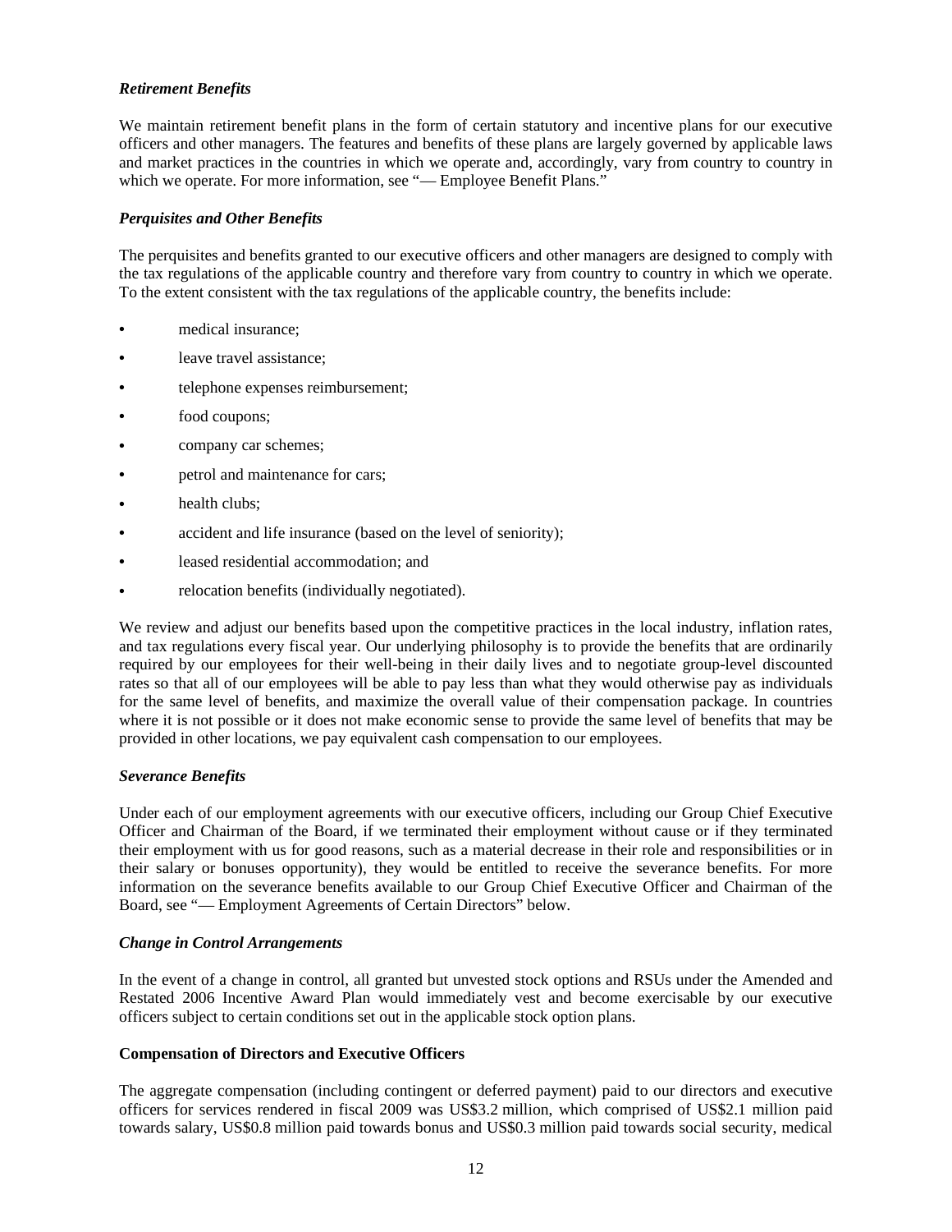### *Retirement Benefits*

We maintain retirement benefit plans in the form of certain statutory and incentive plans for our executive officers and other managers. The features and benefits of these plans are largely governed by applicable laws and market practices in the countries in which we operate and, accordingly, vary from country to country in which we operate. For more information, see "— Employee Benefit Plans."

### *Perquisites and Other Benefits*

The perquisites and benefits granted to our executive officers and other managers are designed to comply with the tax regulations of the applicable country and therefore vary from country to country in which we operate. To the extent consistent with the tax regulations of the applicable country, the benefits include:

- medical insurance;
- leave travel assistance;
- telephone expenses reimbursement;
- food coupons;
- company car schemes;
- petrol and maintenance for cars;
- health clubs;
- accident and life insurance (based on the level of seniority);
- leased residential accommodation; and
- relocation benefits (individually negotiated).

We review and adjust our benefits based upon the competitive practices in the local industry, inflation rates, and tax regulations every fiscal year. Our underlying philosophy is to provide the benefits that are ordinarily required by our employees for their well-being in their daily lives and to negotiate group-level discounted rates so that all of our employees will be able to pay less than what they would otherwise pay as individuals for the same level of benefits, and maximize the overall value of their compensation package. In countries where it is not possible or it does not make economic sense to provide the same level of benefits that may be provided in other locations, we pay equivalent cash compensation to our employees.

### *Severance Benefits*

Under each of our employment agreements with our executive officers, including our Group Chief Executive Officer and Chairman of the Board, if we terminated their employment without cause or if they terminated their employment with us for good reasons, such as a material decrease in their role and responsibilities or in their salary or bonuses opportunity), they would be entitled to receive the severance benefits. For more information on the severance benefits available to our Group Chief Executive Officer and Chairman of the Board, see "— Employment Agreements of Certain Directors" below.

### *Change in Control Arrangements*

In the event of a change in control, all granted but unvested stock options and RSUs under the Amended and Restated 2006 Incentive Award Plan would immediately vest and become exercisable by our executive officers subject to certain conditions set out in the applicable stock option plans.

## **Compensation of Directors and Executive Officers**

The aggregate compensation (including contingent or deferred payment) paid to our directors and executive officers for services rendered in fiscal 2009 was US$3.2 million, which comprised of US$2.1 million paid towards salary, US$0.8 million paid towards bonus and US$0.3 million paid towards social security, medical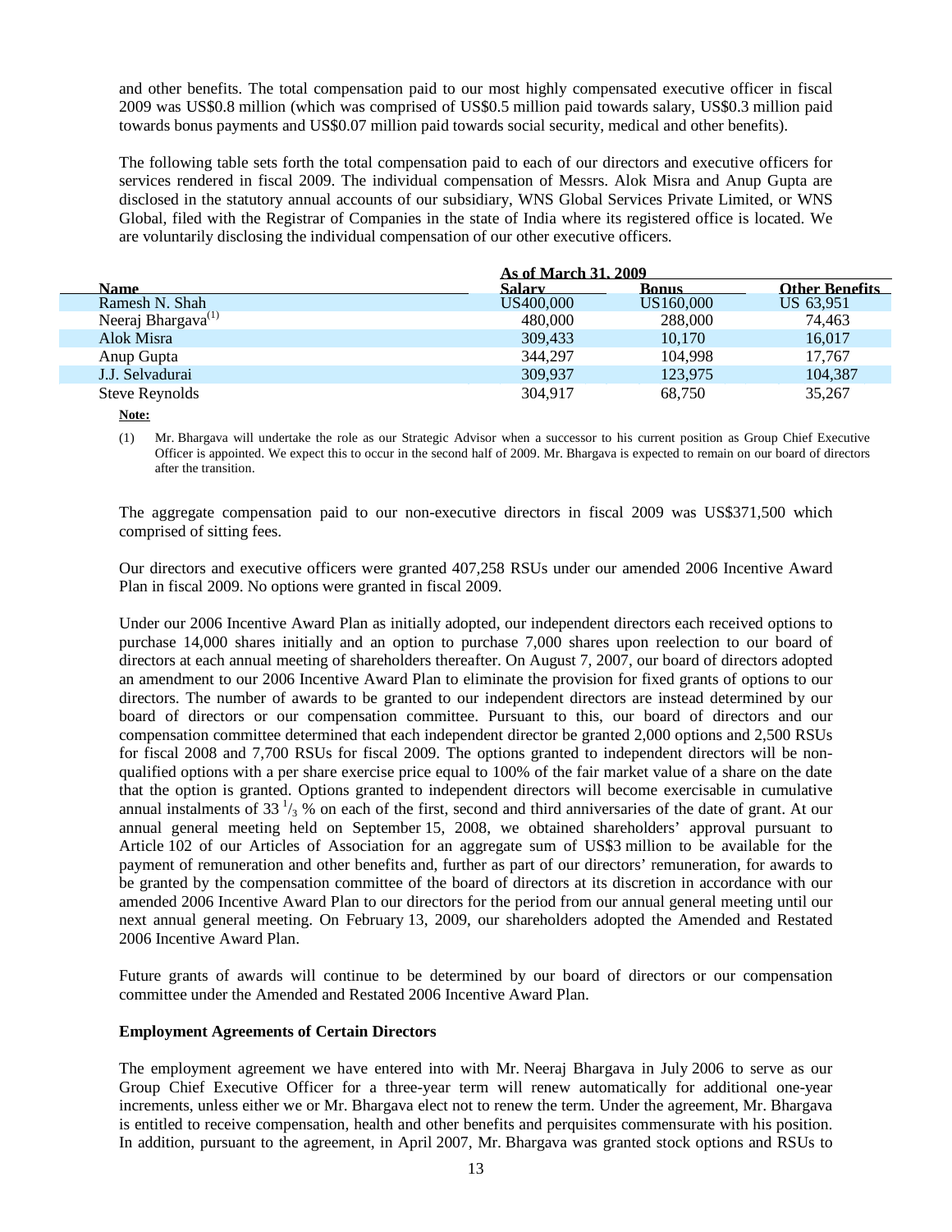and other benefits. The total compensation paid to our most highly compensated executive officer in fiscal 2009 was US$0.8 million (which was comprised of US$0.5 million paid towards salary, US$0.3 million paid towards bonus payments and US$0.07 million paid towards social security, medical and other benefits).

The following table sets forth the total compensation paid to each of our directors and executive officers for services rendered in fiscal 2009. The individual compensation of Messrs. Alok Misra and Anup Gupta are disclosed in the statutory annual accounts of our subsidiary, WNS Global Services Private Limited, or WNS Global, filed with the Registrar of Companies in the state of India where its registered office is located. We are voluntarily disclosing the individual compensation of our other executive officers.

| | As of March 31, 2009 | | |
|---|---|---|---|
| **Name** | **Salary** | **Bonus** | **Other Benefits** |
| Ramesh N. Shah | US400,000 | US160,000 | US 63,951 |
| Neeraj Bhargava[(1)] | 480,000 | 288,000 | 74,463 |
| Alok Misra | 309,433 | 10,170 | 16,017 |
| Anup Gupta | 344,297 | 104,998 | 17,767 |
| J.J. Selvadurai | 309,937 | 123,975 | 104,387 |
| Steve Reynolds | 304,917 | 68,750 | 35,267 |

**Note:**

(1) Mr. Bhargava will undertake the role as our Strategic Advisor when a successor to his current position as Group Chief Executive Officer is appointed. We expect this to occur in the second half of 2009. Mr. Bhargava is expected to remain on our board of directors after the transition.

The aggregate compensation paid to our non-executive directors in fiscal 2009 was US$371,500 which comprised of sitting fees.

Our directors and executive officers were granted 407,258 RSUs under our amended 2006 Incentive Award Plan in fiscal 2009. No options were granted in fiscal 2009.

Under our 2006 Incentive Award Plan as initially adopted, our independent directors each received options to purchase 14,000 shares initially and an option to purchase 7,000 shares upon reelection to our board of directors at each annual meeting of shareholders thereafter. On August 7, 2007, our board of directors adopted an amendment to our 2006 Incentive Award Plan to eliminate the provision for fixed grants of options to our directors. The number of awards to be granted to our independent directors are instead determined by our board of directors or our compensation committee. Pursuant to this, our board of directors and our compensation committee determined that each independent director be granted 2,000 options and 2,500 RSUs for fiscal 2008 and 7,700 RSUs for fiscal 2009. The options granted to independent directors will be non-qualified options with a per share exercise price equal to 100% of the fair market value of a share on the date that the option is granted. Options granted to independent directors will become exercisable in cumulative annual instalments of 33 $^{1}/_{3}$ % on each of the first, second and third anniversaries of the date of grant. At our annual general meeting held on September 15, 2008, we obtained shareholders' approval pursuant to Article 102 of our Articles of Association for an aggregate sum of US$3 million to be available for the payment of remuneration and other benefits and, further as part of our directors' remuneration, for awards to be granted by the compensation committee of the board of directors at its discretion in accordance with our amended 2006 Incentive Award Plan to our directors for the period from our annual general meeting until our next annual general meeting. On February 13, 2009, our shareholders adopted the Amended and Restated 2006 Incentive Award Plan.

Future grants of awards will continue to be determined by our board of directors or our compensation committee under the Amended and Restated 2006 Incentive Award Plan.

### Employment Agreements of Certain Directors

The employment agreement we have entered into with Mr. Neeraj Bhargava in July 2006 to serve as our Group Chief Executive Officer for a three-year term will renew automatically for additional one-year increments, unless either we or Mr. Bhargava elect not to renew the term. Under the agreement, Mr. Bhargava is entitled to receive compensation, health and other benefits and perquisites commensurate with his position. In addition, pursuant to the agreement, in April 2007, Mr. Bhargava was granted stock options and RSUs to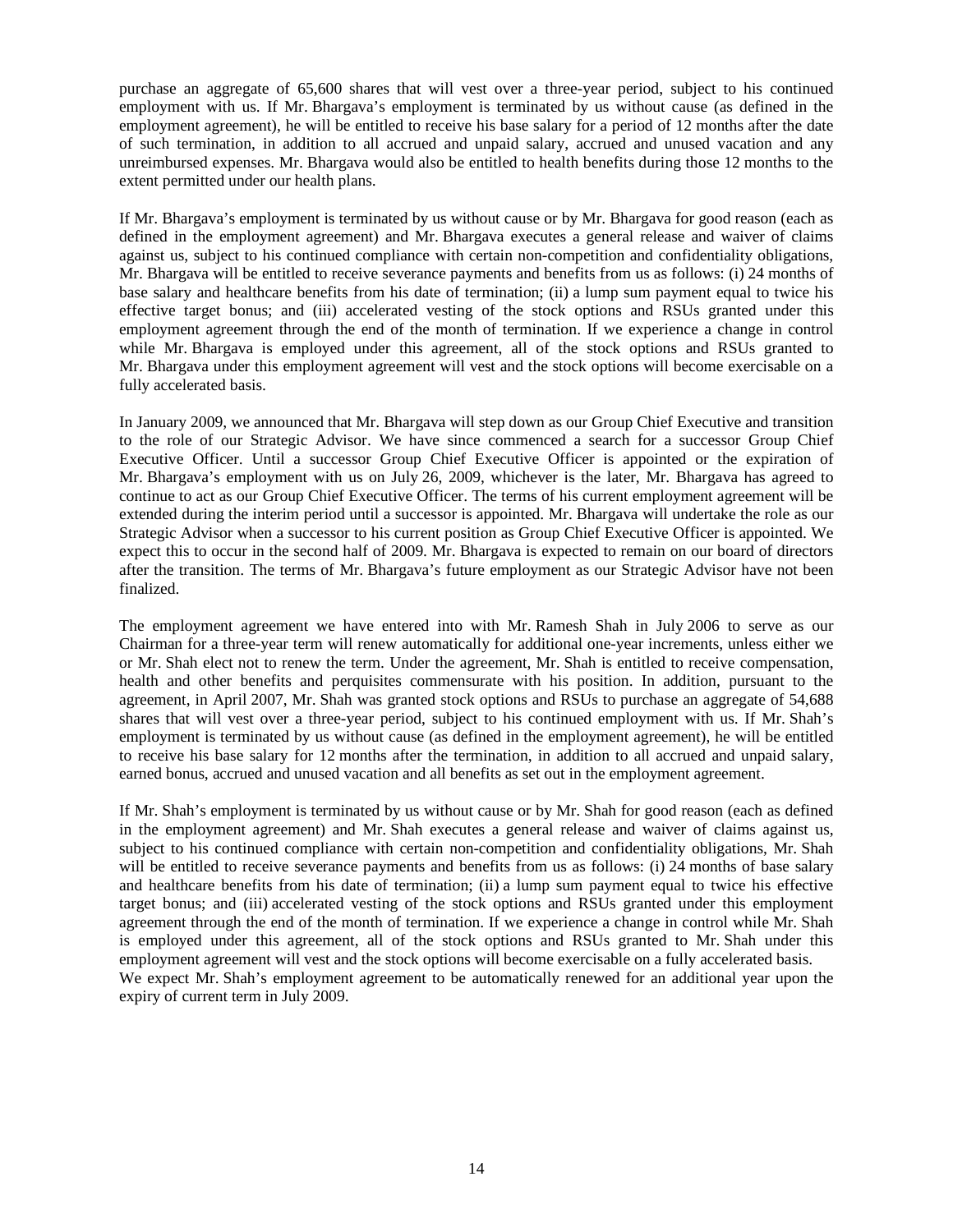purchase an aggregate of 65,600 shares that will vest over a three-year period, subject to his continued employment with us. If Mr. Bhargava's employment is terminated by us without cause (as defined in the employment agreement), he will be entitled to receive his base salary for a period of 12 months after the date of such termination, in addition to all accrued and unpaid salary, accrued and unused vacation and any unreimbursed expenses. Mr. Bhargava would also be entitled to health benefits during those 12 months to the extent permitted under our health plans.

If Mr. Bhargava's employment is terminated by us without cause or by Mr. Bhargava for good reason (each as defined in the employment agreement) and Mr. Bhargava executes a general release and waiver of claims against us, subject to his continued compliance with certain non-competition and confidentiality obligations, Mr. Bhargava will be entitled to receive severance payments and benefits from us as follows: (i) 24 months of base salary and healthcare benefits from his date of termination; (ii) a lump sum payment equal to twice his effective target bonus; and (iii) accelerated vesting of the stock options and RSUs granted under this employment agreement through the end of the month of termination. If we experience a change in control while Mr. Bhargava is employed under this agreement, all of the stock options and RSUs granted to Mr. Bhargava under this employment agreement will vest and the stock options will become exercisable on a fully accelerated basis.

In January 2009, we announced that Mr. Bhargava will step down as our Group Chief Executive and transition to the role of our Strategic Advisor. We have since commenced a search for a successor Group Chief Executive Officer. Until a successor Group Chief Executive Officer is appointed or the expiration of Mr. Bhargava's employment with us on July 26, 2009, whichever is the later, Mr. Bhargava has agreed to continue to act as our Group Chief Executive Officer. The terms of his current employment agreement will be extended during the interim period until a successor is appointed. Mr. Bhargava will undertake the role as our Strategic Advisor when a successor to his current position as Group Chief Executive Officer is appointed. We expect this to occur in the second half of 2009. Mr. Bhargava is expected to remain on our board of directors after the transition. The terms of Mr. Bhargava's future employment as our Strategic Advisor have not been finalized.

The employment agreement we have entered into with Mr. Ramesh Shah in July 2006 to serve as our Chairman for a three-year term will renew automatically for additional one-year increments, unless either we or Mr. Shah elect not to renew the term. Under the agreement, Mr. Shah is entitled to receive compensation, health and other benefits and perquisites commensurate with his position. In addition, pursuant to the agreement, in April 2007, Mr. Shah was granted stock options and RSUs to purchase an aggregate of 54,688 shares that will vest over a three-year period, subject to his continued employment with us. If Mr. Shah's employment is terminated by us without cause (as defined in the employment agreement), he will be entitled to receive his base salary for 12 months after the termination, in addition to all accrued and unpaid salary, earned bonus, accrued and unused vacation and all benefits as set out in the employment agreement.

If Mr. Shah's employment is terminated by us without cause or by Mr. Shah for good reason (each as defined in the employment agreement) and Mr. Shah executes a general release and waiver of claims against us, subject to his continued compliance with certain non-competition and confidentiality obligations, Mr. Shah will be entitled to receive severance payments and benefits from us as follows: (i) 24 months of base salary and healthcare benefits from his date of termination; (ii) a lump sum payment equal to twice his effective target bonus; and (iii) accelerated vesting of the stock options and RSUs granted under this employment agreement through the end of the month of termination. If we experience a change in control while Mr. Shah is employed under this agreement, all of the stock options and RSUs granted to Mr. Shah under this employment agreement will vest and the stock options will become exercisable on a fully accelerated basis.
We expect Mr. Shah's employment agreement to be automatically renewed for an additional year upon the expiry of current term in July 2009.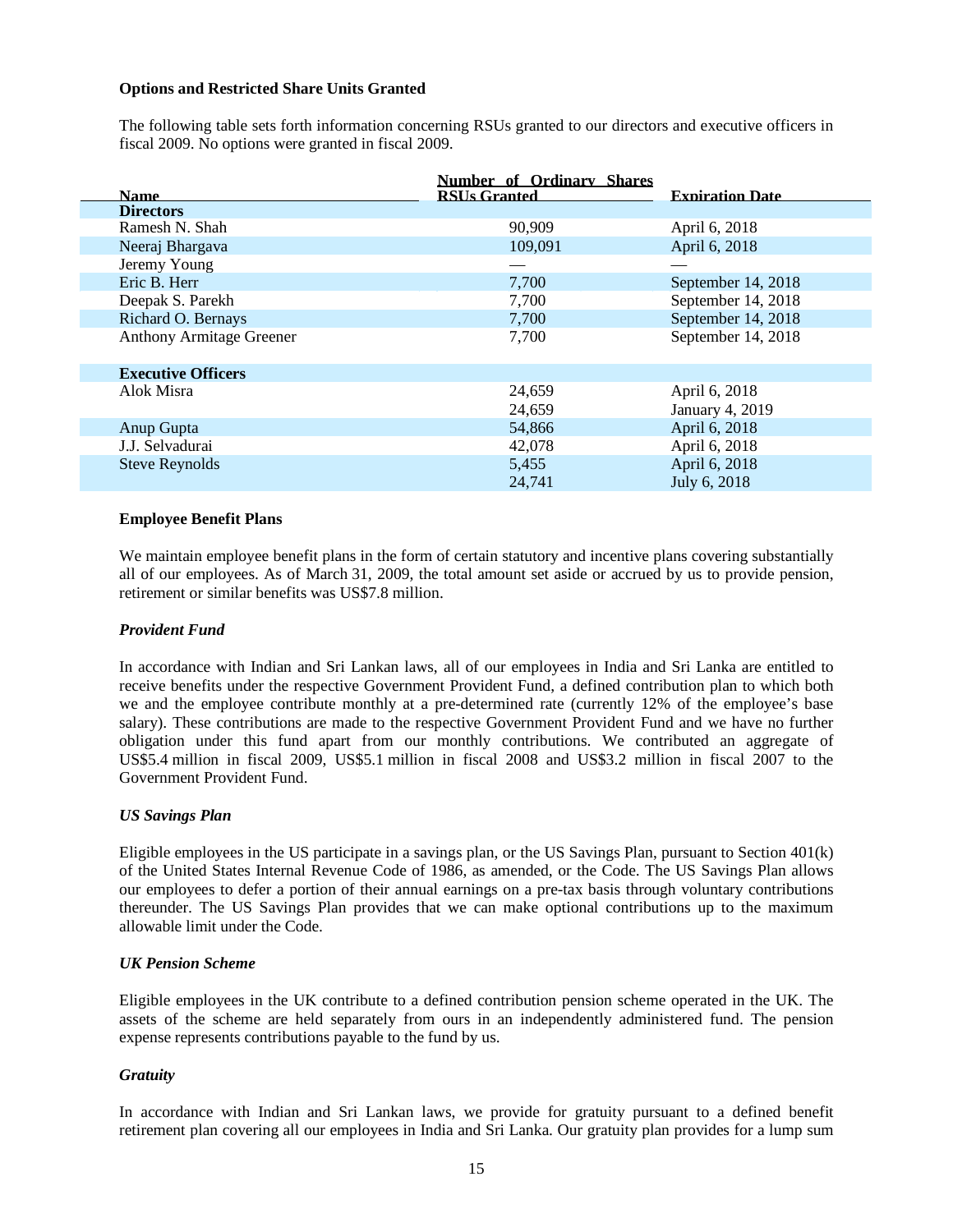**Options and Restricted Share Units Granted**

The following table sets forth information concerning RSUs granted to our directors and executive officers in fiscal 2009. No options were granted in fiscal 2009.

| Name | Number of Ordinary Shares RSUs Granted | Expiration Date |
|---|---|---|
| **Directors** | | |
| Ramesh N. Shah | 90,909 | April 6, 2018 |
| Neeraj Bhargava | 109,091 | April 6, 2018 |
| Jeremy Young | — | — |
| Eric B. Herr | 7,700 | September 14, 2018 |
| Deepak S. Parekh | 7,700 | September 14, 2018 |
| Richard O. Bernays | 7,700 | September 14, 2018 |
| Anthony Armitage Greener | 7,700 | September 14, 2018 |
| **Executive Officers** | | |
| Alok Misra | 24,659 | April 6, 2018 |
| | 24,659 | January 4, 2019 |
| Anup Gupta | 54,866 | April 6, 2018 |
| J.J. Selvadurai | 42,078 | April 6, 2018 |
| Steve Reynolds | 5,455 | April 6, 2018 |
| | 24,741 | July 6, 2018 |

**Employee Benefit Plans**

We maintain employee benefit plans in the form of certain statutory and incentive plans covering substantially all of our employees. As of March 31, 2009, the total amount set aside or accrued by us to provide pension, retirement or similar benefits was US$7.8 million.

***Provident Fund***

In accordance with Indian and Sri Lankan laws, all of our employees in India and Sri Lanka are entitled to receive benefits under the respective Government Provident Fund, a defined contribution plan to which both we and the employee contribute monthly at a pre-determined rate (currently 12% of the employee's base salary). These contributions are made to the respective Government Provident Fund and we have no further obligation under this fund apart from our monthly contributions. We contributed an aggregate of US$5.4 million in fiscal 2009, US$5.1 million in fiscal 2008 and US$3.2 million in fiscal 2007 to the Government Provident Fund.

***US Savings Plan***

Eligible employees in the US participate in a savings plan, or the US Savings Plan, pursuant to Section 401(k) of the United States Internal Revenue Code of 1986, as amended, or the Code. The US Savings Plan allows our employees to defer a portion of their annual earnings on a pre-tax basis through voluntary contributions thereunder. The US Savings Plan provides that we can make optional contributions up to the maximum allowable limit under the Code.

***UK Pension Scheme***

Eligible employees in the UK contribute to a defined contribution pension scheme operated in the UK. The assets of the scheme are held separately from ours in an independently administered fund. The pension expense represents contributions payable to the fund by us.

***Gratuity***

In accordance with Indian and Sri Lankan laws, we provide for gratuity pursuant to a defined benefit retirement plan covering all our employees in India and Sri Lanka. Our gratuity plan provides for a lump sum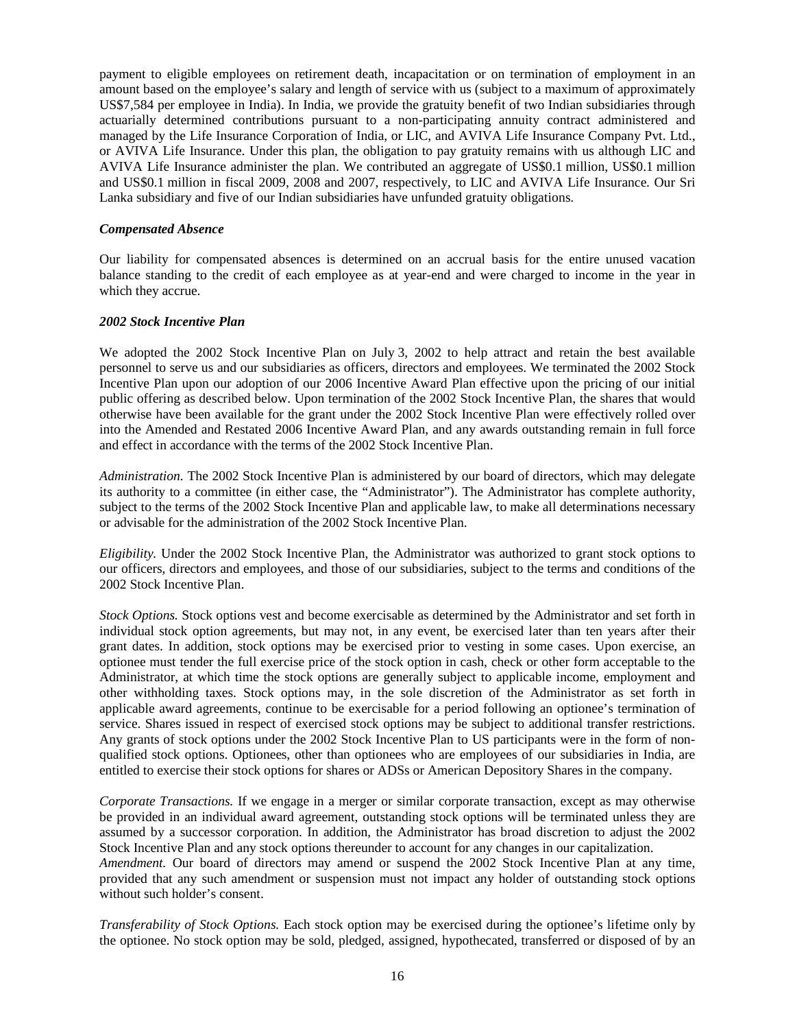payment to eligible employees on retirement death, incapacitation or on termination of employment in an amount based on the employee's salary and length of service with us (subject to a maximum of approximately US$7,584 per employee in India). In India, we provide the gratuity benefit of two Indian subsidiaries through actuarially determined contributions pursuant to a non-participating annuity contract administered and managed by the Life Insurance Corporation of India, or LIC, and AVIVA Life Insurance Company Pvt. Ltd., or AVIVA Life Insurance. Under this plan, the obligation to pay gratuity remains with us although LIC and AVIVA Life Insurance administer the plan. We contributed an aggregate of US$0.1 million, US$0.1 million and US$0.1 million in fiscal 2009, 2008 and 2007, respectively, to LIC and AVIVA Life Insurance. Our Sri Lanka subsidiary and five of our Indian subsidiaries have unfunded gratuity obligations.

***Compensated Absence***

Our liability for compensated absences is determined on an accrual basis for the entire unused vacation balance standing to the credit of each employee as at year-end and were charged to income in the year in which they accrue.

***2002 Stock Incentive Plan***

We adopted the 2002 Stock Incentive Plan on July 3, 2002 to help attract and retain the best available personnel to serve us and our subsidiaries as officers, directors and employees. We terminated the 2002 Stock Incentive Plan upon our adoption of our 2006 Incentive Award Plan effective upon the pricing of our initial public offering as described below. Upon termination of the 2002 Stock Incentive Plan, the shares that would otherwise have been available for the grant under the 2002 Stock Incentive Plan were effectively rolled over into the Amended and Restated 2006 Incentive Award Plan, and any awards outstanding remain in full force and effect in accordance with the terms of the 2002 Stock Incentive Plan.

*Administration.* The 2002 Stock Incentive Plan is administered by our board of directors, which may delegate its authority to a committee (in either case, the "Administrator"). The Administrator has complete authority, subject to the terms of the 2002 Stock Incentive Plan and applicable law, to make all determinations necessary or advisable for the administration of the 2002 Stock Incentive Plan.

*Eligibility.* Under the 2002 Stock Incentive Plan, the Administrator was authorized to grant stock options to our officers, directors and employees, and those of our subsidiaries, subject to the terms and conditions of the 2002 Stock Incentive Plan.

*Stock Options.* Stock options vest and become exercisable as determined by the Administrator and set forth in individual stock option agreements, but may not, in any event, be exercised later than ten years after their grant dates. In addition, stock options may be exercised prior to vesting in some cases. Upon exercise, an optionee must tender the full exercise price of the stock option in cash, check or other form acceptable to the Administrator, at which time the stock options are generally subject to applicable income, employment and other withholding taxes. Stock options may, in the sole discretion of the Administrator as set forth in applicable award agreements, continue to be exercisable for a period following an optionee's termination of service. Shares issued in respect of exercised stock options may be subject to additional transfer restrictions. Any grants of stock options under the 2002 Stock Incentive Plan to US participants were in the form of non-qualified stock options. Optionees, other than optionees who are employees of our subsidiaries in India, are entitled to exercise their stock options for shares or ADSs or American Depository Shares in the company.

*Corporate Transactions.* If we engage in a merger or similar corporate transaction, except as may otherwise be provided in an individual award agreement, outstanding stock options will be terminated unless they are assumed by a successor corporation. In addition, the Administrator has broad discretion to adjust the 2002 Stock Incentive Plan and any stock options thereunder to account for any changes in our capitalization.

*Amendment.* Our board of directors may amend or suspend the 2002 Stock Incentive Plan at any time, provided that any such amendment or suspension must not impact any holder of outstanding stock options without such holder's consent.

*Transferability of Stock Options.* Each stock option may be exercised during the optionee's lifetime only by the optionee. No stock option may be sold, pledged, assigned, hypothecated, transferred or disposed of by an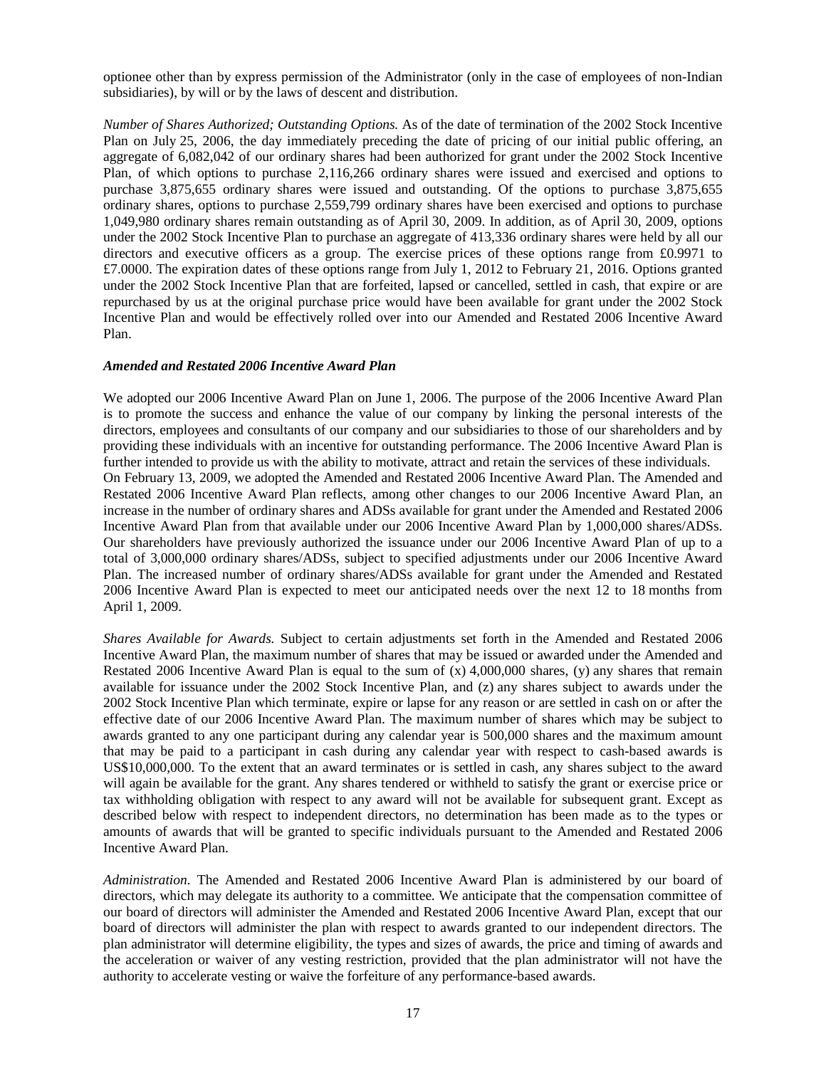optionee other than by express permission of the Administrator (only in the case of employees of non-Indian subsidiaries), by will or by the laws of descent and distribution.

*Number of Shares Authorized; Outstanding Options.* As of the date of termination of the 2002 Stock Incentive Plan on July 25, 2006, the day immediately preceding the date of pricing of our initial public offering, an aggregate of 6,082,042 of our ordinary shares had been authorized for grant under the 2002 Stock Incentive Plan, of which options to purchase 2,116,266 ordinary shares were issued and exercised and options to purchase 3,875,655 ordinary shares were issued and outstanding. Of the options to purchase 3,875,655 ordinary shares, options to purchase 2,559,799 ordinary shares have been exercised and options to purchase 1,049,980 ordinary shares remain outstanding as of April 30, 2009. In addition, as of April 30, 2009, options under the 2002 Stock Incentive Plan to purchase an aggregate of 413,336 ordinary shares were held by all our directors and executive officers as a group. The exercise prices of these options range from £0.9971 to £7.0000. The expiration dates of these options range from July 1, 2012 to February 21, 2016. Options granted under the 2002 Stock Incentive Plan that are forfeited, lapsed or cancelled, settled in cash, that expire or are repurchased by us at the original purchase price would have been available for grant under the 2002 Stock Incentive Plan and would be effectively rolled over into our Amended and Restated 2006 Incentive Award Plan.

***Amended and Restated 2006 Incentive Award Plan***

We adopted our 2006 Incentive Award Plan on June 1, 2006. The purpose of the 2006 Incentive Award Plan is to promote the success and enhance the value of our company by linking the personal interests of the directors, employees and consultants of our company and our subsidiaries to those of our shareholders and by providing these individuals with an incentive for outstanding performance. The 2006 Incentive Award Plan is further intended to provide us with the ability to motivate, attract and retain the services of these individuals. On February 13, 2009, we adopted the Amended and Restated 2006 Incentive Award Plan. The Amended and Restated 2006 Incentive Award Plan reflects, among other changes to our 2006 Incentive Award Plan, an increase in the number of ordinary shares and ADSs available for grant under the Amended and Restated 2006 Incentive Award Plan from that available under our 2006 Incentive Award Plan by 1,000,000 shares/ADSs. Our shareholders have previously authorized the issuance under our 2006 Incentive Award Plan of up to a total of 3,000,000 ordinary shares/ADSs, subject to specified adjustments under our 2006 Incentive Award Plan. The increased number of ordinary shares/ADSs available for grant under the Amended and Restated 2006 Incentive Award Plan is expected to meet our anticipated needs over the next 12 to 18 months from April 1, 2009.

*Shares Available for Awards.* Subject to certain adjustments set forth in the Amended and Restated 2006 Incentive Award Plan, the maximum number of shares that may be issued or awarded under the Amended and Restated 2006 Incentive Award Plan is equal to the sum of (x) 4,000,000 shares, (y) any shares that remain available for issuance under the 2002 Stock Incentive Plan, and (z) any shares subject to awards under the 2002 Stock Incentive Plan which terminate, expire or lapse for any reason or are settled in cash on or after the effective date of our 2006 Incentive Award Plan. The maximum number of shares which may be subject to awards granted to any one participant during any calendar year is 500,000 shares and the maximum amount that may be paid to a participant in cash during any calendar year with respect to cash-based awards is US$10,000,000. To the extent that an award terminates or is settled in cash, any shares subject to the award will again be available for the grant. Any shares tendered or withheld to satisfy the grant or exercise price or tax withholding obligation with respect to any award will not be available for subsequent grant. Except as described below with respect to independent directors, no determination has been made as to the types or amounts of awards that will be granted to specific individuals pursuant to the Amended and Restated 2006 Incentive Award Plan.

*Administration.* The Amended and Restated 2006 Incentive Award Plan is administered by our board of directors, which may delegate its authority to a committee. We anticipate that the compensation committee of our board of directors will administer the Amended and Restated 2006 Incentive Award Plan, except that our board of directors will administer the plan with respect to awards granted to our independent directors. The plan administrator will determine eligibility, the types and sizes of awards, the price and timing of awards and the acceleration or waiver of any vesting restriction, provided that the plan administrator will not have the authority to accelerate vesting or waive the forfeiture of any performance-based awards.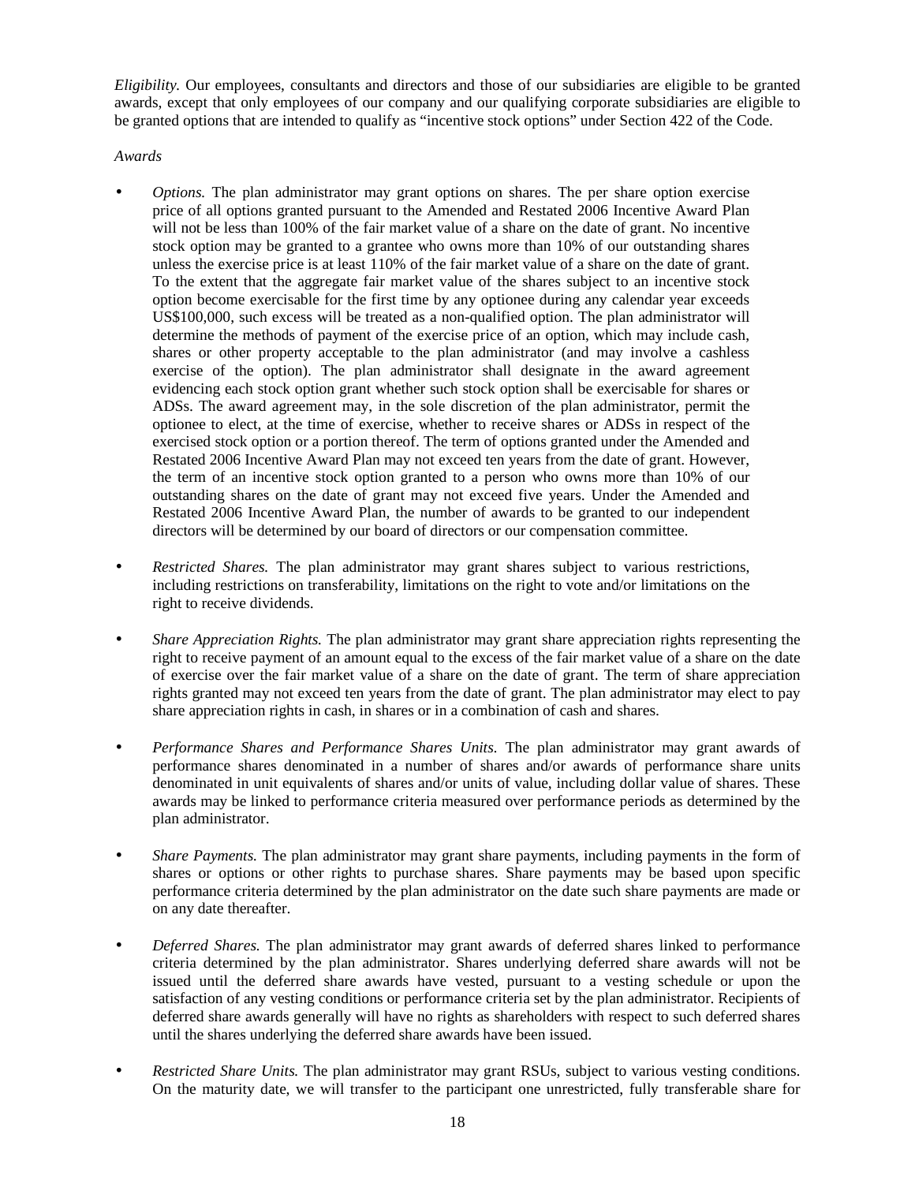*Eligibility.* Our employees, consultants and directors and those of our subsidiaries are eligible to be granted awards, except that only employees of our company and our qualifying corporate subsidiaries are eligible to be granted options that are intended to qualify as "incentive stock options" under Section 422 of the Code.

*Awards*

- *Options.* The plan administrator may grant options on shares. The per share option exercise price of all options granted pursuant to the Amended and Restated 2006 Incentive Award Plan will not be less than 100% of the fair market value of a share on the date of grant. No incentive stock option may be granted to a grantee who owns more than 10% of our outstanding shares unless the exercise price is at least 110% of the fair market value of a share on the date of grant. To the extent that the aggregate fair market value of the shares subject to an incentive stock option become exercisable for the first time by any optionee during any calendar year exceeds US$100,000, such excess will be treated as a non-qualified option. The plan administrator will determine the methods of payment of the exercise price of an option, which may include cash, shares or other property acceptable to the plan administrator (and may involve a cashless exercise of the option). The plan administrator shall designate in the award agreement evidencing each stock option grant whether such stock option shall be exercisable for shares or ADSs. The award agreement may, in the sole discretion of the plan administrator, permit the optionee to elect, at the time of exercise, whether to receive shares or ADSs in respect of the exercised stock option or a portion thereof. The term of options granted under the Amended and Restated 2006 Incentive Award Plan may not exceed ten years from the date of grant. However, the term of an incentive stock option granted to a person who owns more than 10% of our outstanding shares on the date of grant may not exceed five years. Under the Amended and Restated 2006 Incentive Award Plan, the number of awards to be granted to our independent directors will be determined by our board of directors or our compensation committee.

- *Restricted Shares.* The plan administrator may grant shares subject to various restrictions, including restrictions on transferability, limitations on the right to vote and/or limitations on the right to receive dividends.

- *Share Appreciation Rights.* The plan administrator may grant share appreciation rights representing the right to receive payment of an amount equal to the excess of the fair market value of a share on the date of exercise over the fair market value of a share on the date of grant. The term of share appreciation rights granted may not exceed ten years from the date of grant. The plan administrator may elect to pay share appreciation rights in cash, in shares or in a combination of cash and shares.

- *Performance Shares and Performance Shares Units.* The plan administrator may grant awards of performance shares denominated in a number of shares and/or awards of performance share units denominated in unit equivalents of shares and/or units of value, including dollar value of shares. These awards may be linked to performance criteria measured over performance periods as determined by the plan administrator.

- *Share Payments.* The plan administrator may grant share payments, including payments in the form of shares or options or other rights to purchase shares. Share payments may be based upon specific performance criteria determined by the plan administrator on the date such share payments are made or on any date thereafter.

- *Deferred Shares.* The plan administrator may grant awards of deferred shares linked to performance criteria determined by the plan administrator. Shares underlying deferred share awards will not be issued until the deferred share awards have vested, pursuant to a vesting schedule or upon the satisfaction of any vesting conditions or performance criteria set by the plan administrator. Recipients of deferred share awards generally will have no rights as shareholders with respect to such deferred shares until the shares underlying the deferred share awards have been issued.

- *Restricted Share Units.* The plan administrator may grant RSUs, subject to various vesting conditions. On the maturity date, we will transfer to the participant one unrestricted, fully transferable share for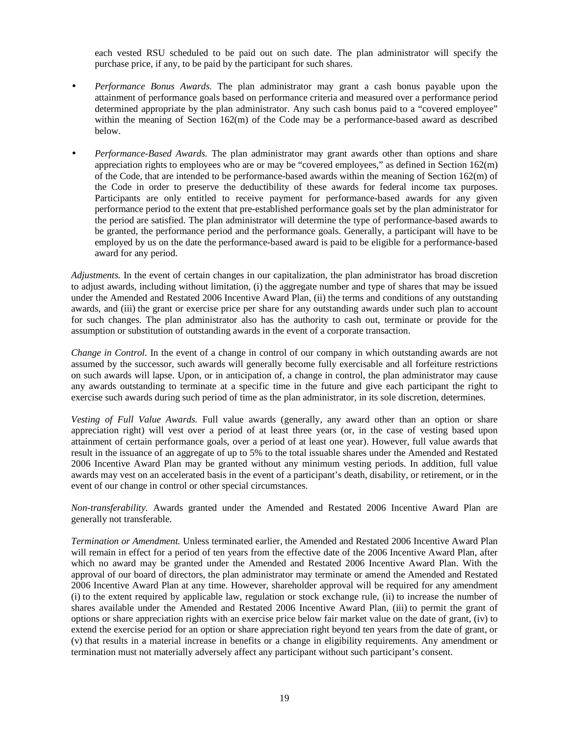each vested RSU scheduled to be paid out on such date. The plan administrator will specify the purchase price, if any, to be paid by the participant for such shares.

- *Performance Bonus Awards.* The plan administrator may grant a cash bonus payable upon the attainment of performance goals based on performance criteria and measured over a performance period determined appropriate by the plan administrator. Any such cash bonus paid to a "covered employee" within the meaning of Section 162(m) of the Code may be a performance-based award as described below.
- *Performance-Based Awards.* The plan administrator may grant awards other than options and share appreciation rights to employees who are or may be "covered employees," as defined in Section 162(m) of the Code, that are intended to be performance-based awards within the meaning of Section 162(m) of the Code in order to preserve the deductibility of these awards for federal income tax purposes. Participants are only entitled to receive payment for performance-based awards for any given performance period to the extent that pre-established performance goals set by the plan administrator for the period are satisfied. The plan administrator will determine the type of performance-based awards to be granted, the performance period and the performance goals. Generally, a participant will have to be employed by us on the date the performance-based award is paid to be eligible for a performance-based award for any period.

*Adjustments.* In the event of certain changes in our capitalization, the plan administrator has broad discretion to adjust awards, including without limitation, (i) the aggregate number and type of shares that may be issued under the Amended and Restated 2006 Incentive Award Plan, (ii) the terms and conditions of any outstanding awards, and (iii) the grant or exercise price per share for any outstanding awards under such plan to account for such changes. The plan administrator also has the authority to cash out, terminate or provide for the assumption or substitution of outstanding awards in the event of a corporate transaction.

*Change in Control.* In the event of a change in control of our company in which outstanding awards are not assumed by the successor, such awards will generally become fully exercisable and all forfeiture restrictions on such awards will lapse. Upon, or in anticipation of, a change in control, the plan administrator may cause any awards outstanding to terminate at a specific time in the future and give each participant the right to exercise such awards during such period of time as the plan administrator, in its sole discretion, determines.

*Vesting of Full Value Awards.* Full value awards (generally, any award other than an option or share appreciation right) will vest over a period of at least three years (or, in the case of vesting based upon attainment of certain performance goals, over a period of at least one year). However, full value awards that result in the issuance of an aggregate of up to 5% to the total issuable shares under the Amended and Restated 2006 Incentive Award Plan may be granted without any minimum vesting periods. In addition, full value awards may vest on an accelerated basis in the event of a participant's death, disability, or retirement, or in the event of our change in control or other special circumstances.

*Non-transferability.* Awards granted under the Amended and Restated 2006 Incentive Award Plan are generally not transferable.

*Termination or Amendment.* Unless terminated earlier, the Amended and Restated 2006 Incentive Award Plan will remain in effect for a period of ten years from the effective date of the 2006 Incentive Award Plan, after which no award may be granted under the Amended and Restated 2006 Incentive Award Plan. With the approval of our board of directors, the plan administrator may terminate or amend the Amended and Restated 2006 Incentive Award Plan at any time. However, shareholder approval will be required for any amendment (i) to the extent required by applicable law, regulation or stock exchange rule, (ii) to increase the number of shares available under the Amended and Restated 2006 Incentive Award Plan, (iii) to permit the grant of options or share appreciation rights with an exercise price below fair market value on the date of grant, (iv) to extend the exercise period for an option or share appreciation right beyond ten years from the date of grant, or (v) that results in a material increase in benefits or a change in eligibility requirements. Any amendment or termination must not materially adversely affect any participant without such participant's consent.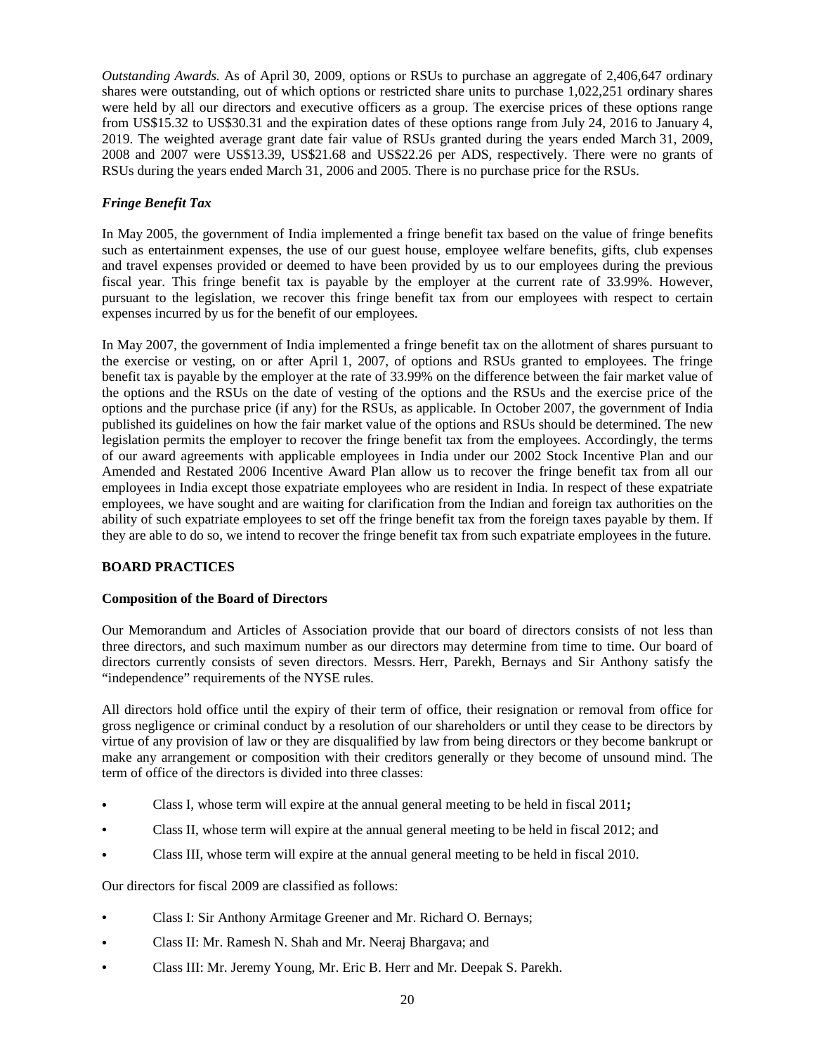*Outstanding Awards.* As of April 30, 2009, options or RSUs to purchase an aggregate of 2,406,647 ordinary shares were outstanding, out of which options or restricted share units to purchase 1,022,251 ordinary shares were held by all our directors and executive officers as a group. The exercise prices of these options range from US$15.32 to US$30.31 and the expiration dates of these options range from July 24, 2016 to January 4, 2019. The weighted average grant date fair value of RSUs granted during the years ended March 31, 2009, 2008 and 2007 were US$13.39, US$21.68 and US$22.26 per ADS, respectively. There were no grants of RSUs during the years ended March 31, 2006 and 2005. There is no purchase price for the RSUs.

### *Fringe Benefit Tax*

In May 2005, the government of India implemented a fringe benefit tax based on the value of fringe benefits such as entertainment expenses, the use of our guest house, employee welfare benefits, gifts, club expenses and travel expenses provided or deemed to have been provided by us to our employees during the previous fiscal year. This fringe benefit tax is payable by the employer at the current rate of 33.99%. However, pursuant to the legislation, we recover this fringe benefit tax from our employees with respect to certain expenses incurred by us for the benefit of our employees.

In May 2007, the government of India implemented a fringe benefit tax on the allotment of shares pursuant to the exercise or vesting, on or after April 1, 2007, of options and RSUs granted to employees. The fringe benefit tax is payable by the employer at the rate of 33.99% on the difference between the fair market value of the options and the RSUs on the date of vesting of the options and the RSUs and the exercise price of the options and the purchase price (if any) for the RSUs, as applicable. In October 2007, the government of India published its guidelines on how the fair market value of the options and RSUs should be determined. The new legislation permits the employer to recover the fringe benefit tax from the employees. Accordingly, the terms of our award agreements with applicable employees in India under our 2002 Stock Incentive Plan and our Amended and Restated 2006 Incentive Award Plan allow us to recover the fringe benefit tax from all our employees in India except those expatriate employees who are resident in India. In respect of these expatriate employees, we have sought and are waiting for clarification from the Indian and foreign tax authorities on the ability of such expatriate employees to set off the fringe benefit tax from the foreign taxes payable by them. If they are able to do so, we intend to recover the fringe benefit tax from such expatriate employees in the future.

## BOARD PRACTICES

### Composition of the Board of Directors

Our Memorandum and Articles of Association provide that our board of directors consists of not less than three directors, and such maximum number as our directors may determine from time to time. Our board of directors currently consists of seven directors. Messrs. Herr, Parekh, Bernays and Sir Anthony satisfy the "independence" requirements of the NYSE rules.

All directors hold office until the expiry of their term of office, their resignation or removal from office for gross negligence or criminal conduct by a resolution of our shareholders or until they cease to be directors by virtue of any provision of law or they are disqualified by law from being directors or they become bankrupt or make any arrangement or composition with their creditors generally or they become of unsound mind. The term of office of the directors is divided into three classes:

- Class I, whose term will expire at the annual general meeting to be held in fiscal 2011**;**
- Class II, whose term will expire at the annual general meeting to be held in fiscal 2012; and
- Class III, whose term will expire at the annual general meeting to be held in fiscal 2010.

Our directors for fiscal 2009 are classified as follows:

- Class I: Sir Anthony Armitage Greener and Mr. Richard O. Bernays;
- Class II: Mr. Ramesh N. Shah and Mr. Neeraj Bhargava; and
- Class III: Mr. Jeremy Young, Mr. Eric B. Herr and Mr. Deepak S. Parekh.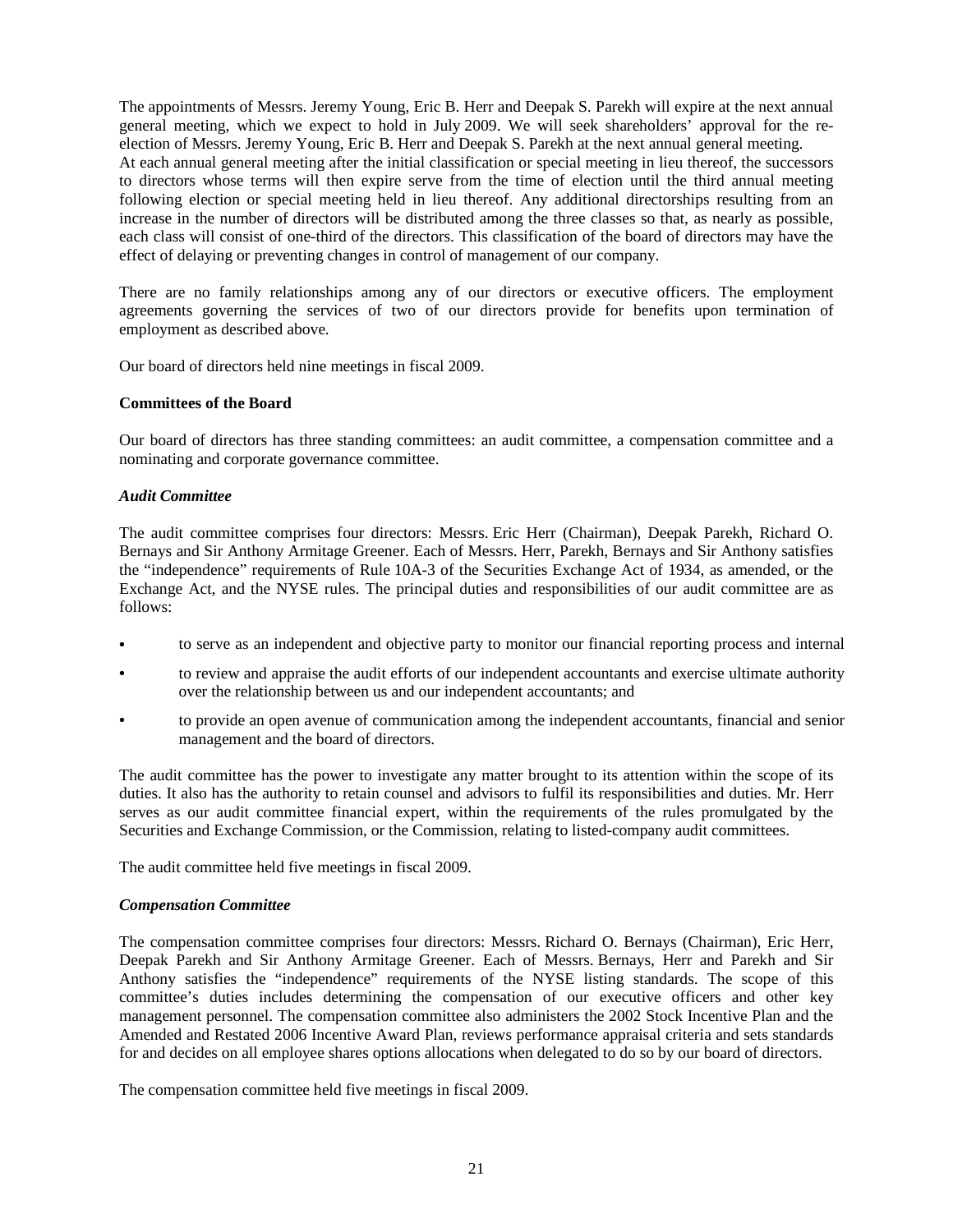The appointments of Messrs. Jeremy Young, Eric B. Herr and Deepak S. Parekh will expire at the next annual general meeting, which we expect to hold in July 2009. We will seek shareholders' approval for the re-election of Messrs. Jeremy Young, Eric B. Herr and Deepak S. Parekh at the next annual general meeting. At each annual general meeting after the initial classification or special meeting in lieu thereof, the successors to directors whose terms will then expire serve from the time of election until the third annual meeting following election or special meeting held in lieu thereof. Any additional directorships resulting from an increase in the number of directors will be distributed among the three classes so that, as nearly as possible, each class will consist of one-third of the directors. This classification of the board of directors may have the effect of delaying or preventing changes in control of management of our company.

There are no family relationships among any of our directors or executive officers. The employment agreements governing the services of two of our directors provide for benefits upon termination of employment as described above.

Our board of directors held nine meetings in fiscal 2009.

**Committees of the Board**

Our board of directors has three standing committees: an audit committee, a compensation committee and a nominating and corporate governance committee.

***Audit Committee***

The audit committee comprises four directors: Messrs. Eric Herr (Chairman), Deepak Parekh, Richard O. Bernays and Sir Anthony Armitage Greener. Each of Messrs. Herr, Parekh, Bernays and Sir Anthony satisfies the "independence" requirements of Rule 10A-3 of the Securities Exchange Act of 1934, as amended, or the Exchange Act, and the NYSE rules. The principal duties and responsibilities of our audit committee are as follows:

- to serve as an independent and objective party to monitor our financial reporting process and internal
- to review and appraise the audit efforts of our independent accountants and exercise ultimate authority over the relationship between us and our independent accountants; and
- to provide an open avenue of communication among the independent accountants, financial and senior management and the board of directors.

The audit committee has the power to investigate any matter brought to its attention within the scope of its duties. It also has the authority to retain counsel and advisors to fulfil its responsibilities and duties. Mr. Herr serves as our audit committee financial expert, within the requirements of the rules promulgated by the Securities and Exchange Commission, or the Commission, relating to listed-company audit committees.

The audit committee held five meetings in fiscal 2009.

***Compensation Committee***

The compensation committee comprises four directors: Messrs. Richard O. Bernays (Chairman), Eric Herr, Deepak Parekh and Sir Anthony Armitage Greener. Each of Messrs. Bernays, Herr and Parekh and Sir Anthony satisfies the "independence" requirements of the NYSE listing standards. The scope of this committee's duties includes determining the compensation of our executive officers and other key management personnel. The compensation committee also administers the 2002 Stock Incentive Plan and the Amended and Restated 2006 Incentive Award Plan, reviews performance appraisal criteria and sets standards for and decides on all employee shares options allocations when delegated to do so by our board of directors.

The compensation committee held five meetings in fiscal 2009.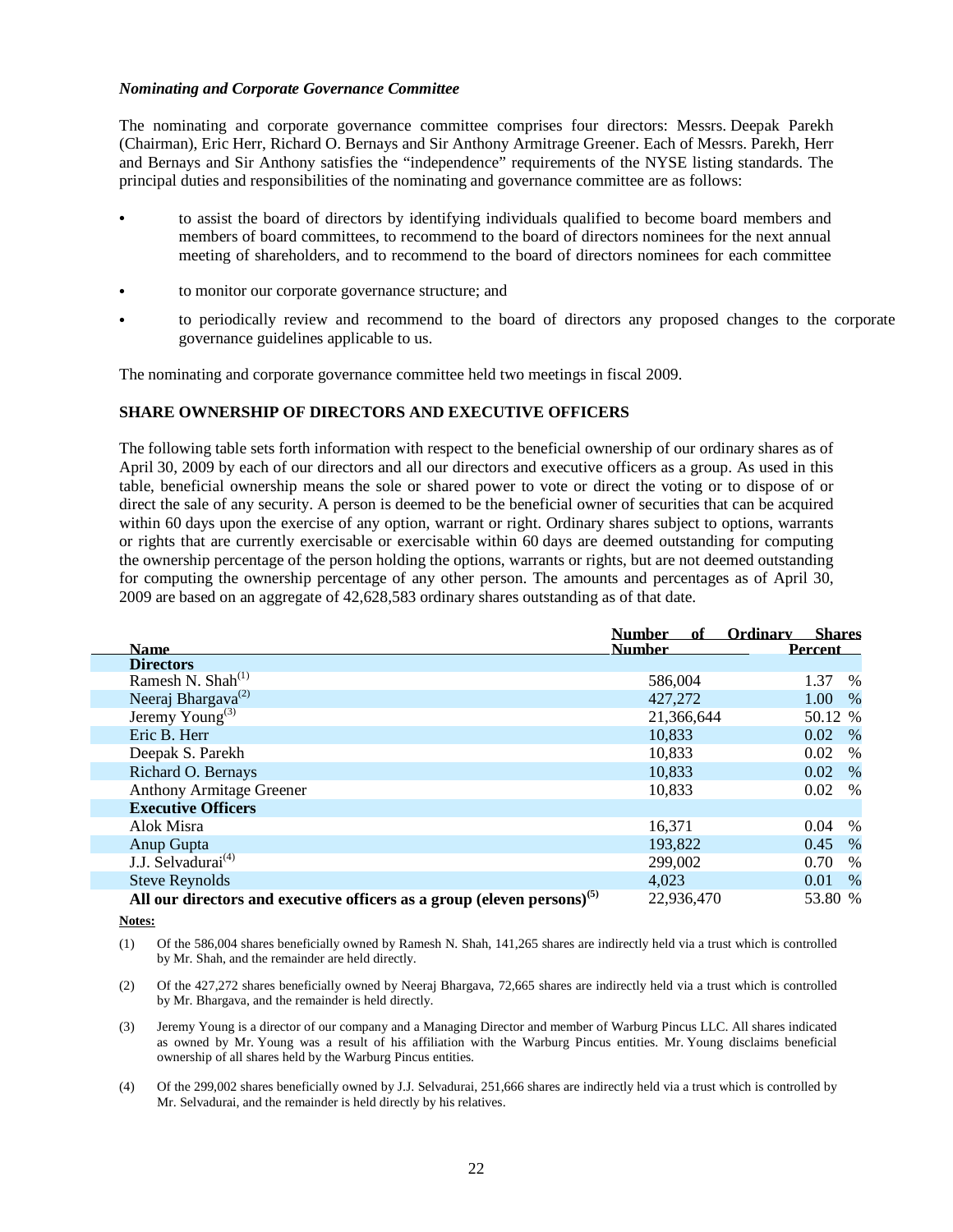*Nominating and Corporate Governance Committee*

The nominating and corporate governance committee comprises four directors: Messrs. Deepak Parekh (Chairman), Eric Herr, Richard O. Bernays and Sir Anthony Armitrage Greener. Each of Messrs. Parekh, Herr and Bernays and Sir Anthony satisfies the "independence" requirements of the NYSE listing standards. The principal duties and responsibilities of the nominating and governance committee are as follows:

- to assist the board of directors by identifying individuals qualified to become board members and members of board committees, to recommend to the board of directors nominees for the next annual meeting of shareholders, and to recommend to the board of directors nominees for each committee
- to monitor our corporate governance structure; and
- to periodically review and recommend to the board of directors any proposed changes to the corporate governance guidelines applicable to us.

The nominating and corporate governance committee held two meetings in fiscal 2009.

## SHARE OWNERSHIP OF DIRECTORS AND EXECUTIVE OFFICERS

The following table sets forth information with respect to the beneficial ownership of our ordinary shares as of April 30, 2009 by each of our directors and all our directors and executive officers as a group. As used in this table, beneficial ownership means the sole or shared power to vote or direct the voting or to dispose of or direct the sale of any security. A person is deemed to be the beneficial owner of securities that can be acquired within 60 days upon the exercise of any option, warrant or right. Ordinary shares subject to options, warrants or rights that are currently exercisable or exercisable within 60 days are deemed outstanding for computing the ownership percentage of the person holding the options, warrants or rights, but are not deemed outstanding for computing the ownership percentage of any other person. The amounts and percentages as of April 30, 2009 are based on an aggregate of 42,628,583 ordinary shares outstanding as of that date.

| | Number of Ordinary Shares | |
|---|---|---|
| **Name** | **Number** | **Percent** |
| **Directors** | | |
| Ramesh N. Shah[(1)] | 586,004 | 1.37 % |
| Neeraj Bhargava[(2)] | 427,272 | 1.00 % |
| Jeremy Young[(3)] | 21,366,644 | 50.12 % |
| Eric B. Herr | 10,833 | 0.02 % |
| Deepak S. Parekh | 10,833 | 0.02 % |
| Richard O. Bernays | 10,833 | 0.02 % |
| Anthony Armitage Greener | 10,833 | 0.02 % |
| **Executive Officers** | | |
| Alok Misra | 16,371 | 0.04 % |
| Anup Gupta | 193,822 | 0.45 % |
| J.J. Selvadurai[(4)] | 299,002 | 0.70 % |
| Steve Reynolds | 4,023 | 0.01 % |
| **All our directors and executive officers as a group (eleven persons)[(5)]** | 22,936,470 | 53.80 % |

**Notes:**

(1) Of the 586,004 shares beneficially owned by Ramesh N. Shah, 141,265 shares are indirectly held via a trust which is controlled by Mr. Shah, and the remainder are held directly.

(2) Of the 427,272 shares beneficially owned by Neeraj Bhargava, 72,665 shares are indirectly held via a trust which is controlled by Mr. Bhargava, and the remainder is held directly.

(3) Jeremy Young is a director of our company and a Managing Director and member of Warburg Pincus LLC. All shares indicated as owned by Mr. Young was a result of his affiliation with the Warburg Pincus entities. Mr. Young disclaims beneficial ownership of all shares held by the Warburg Pincus entities.

(4) Of the 299,002 shares beneficially owned by J.J. Selvadurai, 251,666 shares are indirectly held via a trust which is controlled by Mr. Selvadurai, and the remainder is held directly by his relatives.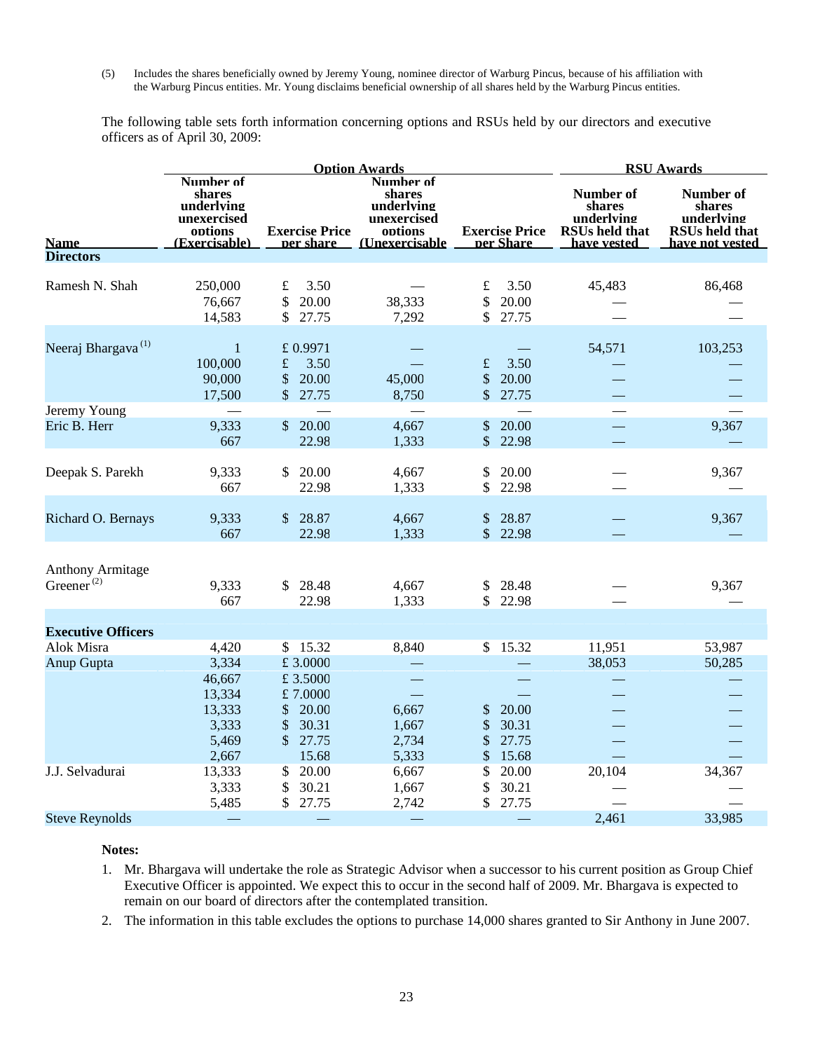(5) Includes the shares beneficially owned by Jeremy Young, nominee director of Warburg Pincus, because of his affiliation with the Warburg Pincus entities. Mr. Young disclaims beneficial ownership of all shares held by the Warburg Pincus entities.

The following table sets forth information concerning options and RSUs held by our directors and executive officers as of April 30, 2009:

| | Option Awards | | | | RSU Awards | |
|---|---|---|---|---|---|---|
| Name | Number of shares underlying unexercised options (Exercisable) | Exercise Price per share | Number of shares underlying unexercised options (Unexercisable | Exercise Price per Share | Number of shares underlying RSUs held that have vested | Number of shares underlying RSUs held that have not vested |
| **Directors** | | | | | | |
| Ramesh N. Shah | 250,000 | £ 3.50 | — | £ 3.50 | 45,483 | 86,468 |
| | 76,667 | $ 20.00 | 38,333 | $ 20.00 | — | — |
| | 14,583 | $ 27.75 | 7,292 | $ 27.75 | — | — |
| Neeraj Bhargava [1] | 1 | £ 0.9971 | — | — | 54,571 | 103,253 |
| | 100,000 | £ 3.50 | — | £ 3.50 | — | — |
| | 90,000 | $ 20.00 | 45,000 | $ 20.00 | — | — |
| | 17,500 | $ 27.75 | 8,750 | $ 27.75 | — | — |
| Jeremy Young | — | — | — | — | — | — |
| Eric B. Herr | 9,333 | $ 20.00 | 4,667 | $ 20.00 | — | 9,367 |
| | 667 | 22.98 | 1,333 | $ 22.98 | — | — |
| Deepak S. Parekh | 9,333 | $ 20.00 | 4,667 | $ 20.00 | — | 9,367 |
| | 667 | 22.98 | 1,333 | $ 22.98 | — | — |
| Richard O. Bernays | 9,333 | $ 28.87 | 4,667 | $ 28.87 | — | 9,367 |
| | 667 | 22.98 | 1,333 | $ 22.98 | — | — |
| Anthony Armitage Greener [2] | 9,333 | $ 28.48 | 4,667 | $ 28.48 | — | 9,367 |
| | 667 | 22.98 | 1,333 | $ 22.98 | — | — |
| **Executive Officers** | | | | | | |
| Alok Misra | 4,420 | $ 15.32 | 8,840 | $ 15.32 | 11,951 | 53,987 |
| Anup Gupta | 3,334 | £ 3.0000 | — | — | 38,053 | 50,285 |
| | 46,667 | £ 3.5000 | — | — | — | — |
| | 13,334 | £ 7.0000 | — | — | — | — |
| | 13,333 | $ 20.00 | 6,667 | $ 20.00 | — | — |
| | 3,333 | $ 30.31 | 1,667 | $ 30.31 | — | — |
| | 5,469 | $ 27.75 | 2,734 | $ 27.75 | — | — |
| | 2,667 | 15.68 | 5,333 | $ 15.68 | — | — |
| J.J. Selvadurai | 13,333 | $ 20.00 | 6,667 | $ 20.00 | 20,104 | 34,367 |
| | 3,333 | $ 30.21 | 1,667 | $ 30.21 | — | — |
| | 5,485 | $ 27.75 | 2,742 | $ 27.75 | — | — |
| Steve Reynolds | — | — | — | — | 2,461 | 33,985 |

**Notes:**

1. Mr. Bhargava will undertake the role as Strategic Advisor when a successor to his current position as Group Chief Executive Officer is appointed. We expect this to occur in the second half of 2009. Mr. Bhargava is expected to remain on our board of directors after the contemplated transition.
2. The information in this table excludes the options to purchase 14,000 shares granted to Sir Anthony in June 2007.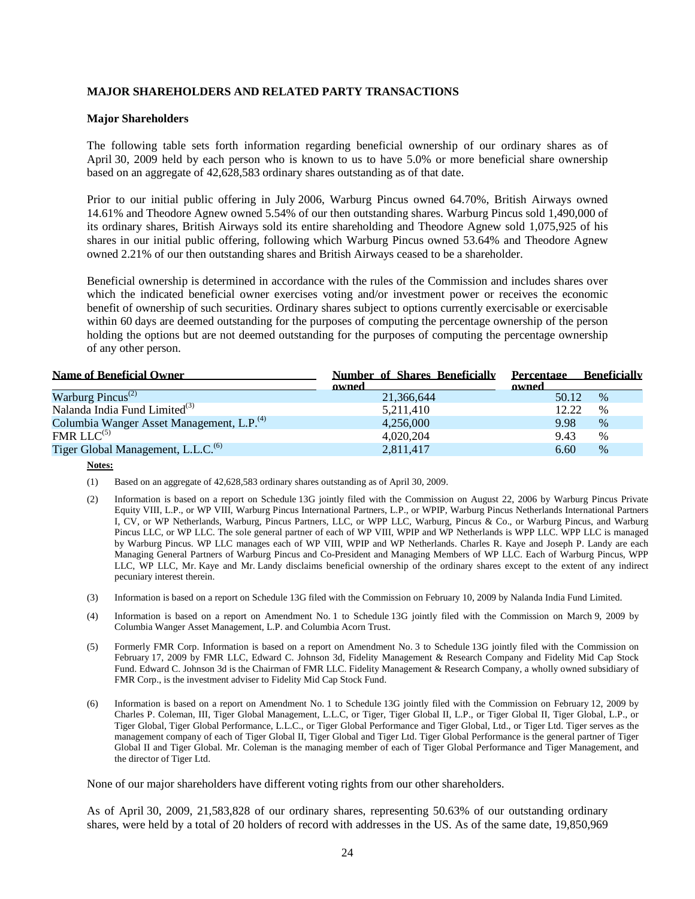**MAJOR SHAREHOLDERS AND RELATED PARTY TRANSACTIONS**

**Major Shareholders**

The following table sets forth information regarding beneficial ownership of our ordinary shares as of April 30, 2009 held by each person who is known to us to have 5.0% or more beneficial share ownership based on an aggregate of 42,628,583 ordinary shares outstanding as of that date.

Prior to our initial public offering in July 2006, Warburg Pincus owned 64.70%, British Airways owned 14.61% and Theodore Agnew owned 5.54% of our then outstanding shares. Warburg Pincus sold 1,490,000 of its ordinary shares, British Airways sold its entire shareholding and Theodore Agnew sold 1,075,925 of his shares in our initial public offering, following which Warburg Pincus owned 53.64% and Theodore Agnew owned 2.21% of our then outstanding shares and British Airways ceased to be a shareholder.

Beneficial ownership is determined in accordance with the rules of the Commission and includes shares over which the indicated beneficial owner exercises voting and/or investment power or receives the economic benefit of ownership of such securities. Ordinary shares subject to options currently exercisable or exercisable within 60 days are deemed outstanding for the purposes of computing the percentage ownership of the person holding the options but are not deemed outstanding for the purposes of computing the percentage ownership of any other person.

| Name of Beneficial Owner | Number of Shares Beneficially owned | Percentage Beneficially owned |
|---|---|---|
| Warburg Pincus[(2)] | 21,366,644 | 50.12 % |
| Nalanda India Fund Limited[(3)] | 5,211,410 | 12.22 % |
| Columbia Wanger Asset Management, L.P.[(4)] | 4,256,000 | 9.98 % |
| FMR LLC[(5)] | 4,020,204 | 9.43 % |
| Tiger Global Management, L.L.C.[(6)] | 2,811,417 | 6.60 % |

**Notes:**

(1) Based on an aggregate of 42,628,583 ordinary shares outstanding as of April 30, 2009.

(2) Information is based on a report on Schedule 13G jointly filed with the Commission on August 22, 2006 by Warburg Pincus Private Equity VIII, L.P., or WP VIII, Warburg Pincus International Partners, L.P., or WPIP, Warburg Pincus Netherlands International Partners I, CV, or WP Netherlands, Warburg, Pincus Partners, LLC, or WPP LLC, Warburg, Pincus & Co., or Warburg Pincus, and Warburg Pincus LLC, or WP LLC. The sole general partner of each of WP VIII, WPIP and WP Netherlands is WPP LLC. WPP LLC is managed by Warburg Pincus. WP LLC manages each of WP VIII, WPIP and WP Netherlands. Charles R. Kaye and Joseph P. Landy are each Managing General Partners of Warburg Pincus and Co-President and Managing Members of WP LLC. Each of Warburg Pincus, WPP LLC, WP LLC, Mr. Kaye and Mr. Landy disclaims beneficial ownership of the ordinary shares except to the extent of any indirect pecuniary interest therein.

(3) Information is based on a report on Schedule 13G filed with the Commission on February 10, 2009 by Nalanda India Fund Limited.

(4) Information is based on a report on Amendment No. 1 to Schedule 13G jointly filed with the Commission on March 9, 2009 by Columbia Wanger Asset Management, L.P. and Columbia Acorn Trust.

(5) Formerly FMR Corp. Information is based on a report on Amendment No. 3 to Schedule 13G jointly filed with the Commission on February 17, 2009 by FMR LLC, Edward C. Johnson 3d, Fidelity Management & Research Company and Fidelity Mid Cap Stock Fund. Edward C. Johnson 3d is the Chairman of FMR LLC. Fidelity Management & Research Company, a wholly owned subsidiary of FMR Corp., is the investment adviser to Fidelity Mid Cap Stock Fund.

(6) Information is based on a report on Amendment No. 1 to Schedule 13G jointly filed with the Commission on February 12, 2009 by Charles P. Coleman, III, Tiger Global Management, L.L.C, or Tiger, Tiger Global II, L.P., or Tiger Global II, Tiger Global, L.P., or Tiger Global, Tiger Global Performance, L.L.C., or Tiger Global Performance and Tiger Global, Ltd., or Tiger Ltd. Tiger serves as the management company of each of Tiger Global II, Tiger Global and Tiger Ltd. Tiger Global Performance is the general partner of Tiger Global II and Tiger Global. Mr. Coleman is the managing member of each of Tiger Global Performance and Tiger Management, and the director of Tiger Ltd.

None of our major shareholders have different voting rights from our other shareholders.

As of April 30, 2009, 21,583,828 of our ordinary shares, representing 50.63% of our outstanding ordinary shares, were held by a total of 20 holders of record with addresses in the US. As of the same date, 19,850,969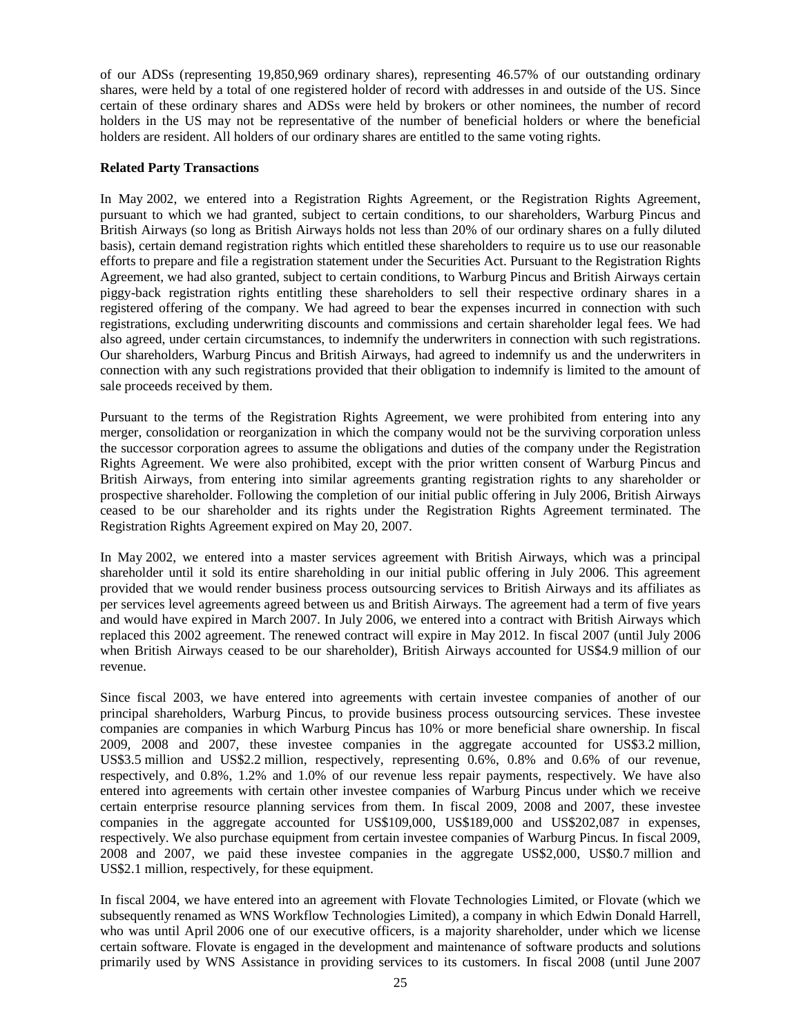of our ADSs (representing 19,850,969 ordinary shares), representing 46.57% of our outstanding ordinary shares, were held by a total of one registered holder of record with addresses in and outside of the US. Since certain of these ordinary shares and ADSs were held by brokers or other nominees, the number of record holders in the US may not be representative of the number of beneficial holders or where the beneficial holders are resident. All holders of our ordinary shares are entitled to the same voting rights.

**Related Party Transactions**

In May 2002, we entered into a Registration Rights Agreement, or the Registration Rights Agreement, pursuant to which we had granted, subject to certain conditions, to our shareholders, Warburg Pincus and British Airways (so long as British Airways holds not less than 20% of our ordinary shares on a fully diluted basis), certain demand registration rights which entitled these shareholders to require us to use our reasonable efforts to prepare and file a registration statement under the Securities Act. Pursuant to the Registration Rights Agreement, we had also granted, subject to certain conditions, to Warburg Pincus and British Airways certain piggy-back registration rights entitling these shareholders to sell their respective ordinary shares in a registered offering of the company. We had agreed to bear the expenses incurred in connection with such registrations, excluding underwriting discounts and commissions and certain shareholder legal fees. We had also agreed, under certain circumstances, to indemnify the underwriters in connection with such registrations. Our shareholders, Warburg Pincus and British Airways, had agreed to indemnify us and the underwriters in connection with any such registrations provided that their obligation to indemnify is limited to the amount of sale proceeds received by them.

Pursuant to the terms of the Registration Rights Agreement, we were prohibited from entering into any merger, consolidation or reorganization in which the company would not be the surviving corporation unless the successor corporation agrees to assume the obligations and duties of the company under the Registration Rights Agreement. We were also prohibited, except with the prior written consent of Warburg Pincus and British Airways, from entering into similar agreements granting registration rights to any shareholder or prospective shareholder. Following the completion of our initial public offering in July 2006, British Airways ceased to be our shareholder and its rights under the Registration Rights Agreement terminated. The Registration Rights Agreement expired on May 20, 2007.

In May 2002, we entered into a master services agreement with British Airways, which was a principal shareholder until it sold its entire shareholding in our initial public offering in July 2006. This agreement provided that we would render business process outsourcing services to British Airways and its affiliates as per services level agreements agreed between us and British Airways. The agreement had a term of five years and would have expired in March 2007. In July 2006, we entered into a contract with British Airways which replaced this 2002 agreement. The renewed contract will expire in May 2012. In fiscal 2007 (until July 2006 when British Airways ceased to be our shareholder), British Airways accounted for US$4.9 million of our revenue.

Since fiscal 2003, we have entered into agreements with certain investee companies of another of our principal shareholders, Warburg Pincus, to provide business process outsourcing services. These investee companies are companies in which Warburg Pincus has 10% or more beneficial share ownership. In fiscal 2009, 2008 and 2007, these investee companies in the aggregate accounted for US$3.2 million, US$3.5 million and US$2.2 million, respectively, representing 0.6%, 0.8% and 0.6% of our revenue, respectively, and 0.8%, 1.2% and 1.0% of our revenue less repair payments, respectively. We have also entered into agreements with certain other investee companies of Warburg Pincus under which we receive certain enterprise resource planning services from them. In fiscal 2009, 2008 and 2007, these investee companies in the aggregate accounted for US$109,000, US$189,000 and US$202,087 in expenses, respectively. We also purchase equipment from certain investee companies of Warburg Pincus. In fiscal 2009, 2008 and 2007, we paid these investee companies in the aggregate US$2,000, US$0.7 million and US$2.1 million, respectively, for these equipment.

In fiscal 2004, we have entered into an agreement with Flovate Technologies Limited, or Flovate (which we subsequently renamed as WNS Workflow Technologies Limited), a company in which Edwin Donald Harrell, who was until April 2006 one of our executive officers, is a majority shareholder, under which we license certain software. Flovate is engaged in the development and maintenance of software products and solutions primarily used by WNS Assistance in providing services to its customers. In fiscal 2008 (until June 2007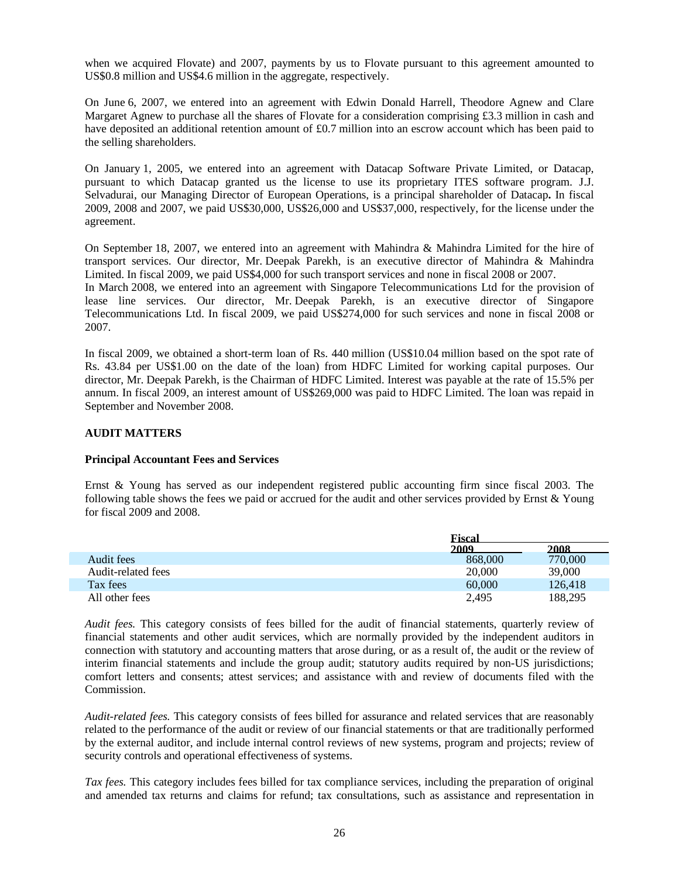when we acquired Flovate) and 2007, payments by us to Flovate pursuant to this agreement amounted to US$0.8 million and US$4.6 million in the aggregate, respectively.

On June 6, 2007, we entered into an agreement with Edwin Donald Harrell, Theodore Agnew and Clare Margaret Agnew to purchase all the shares of Flovate for a consideration comprising £3.3 million in cash and have deposited an additional retention amount of £0.7 million into an escrow account which has been paid to the selling shareholders.

On January 1, 2005, we entered into an agreement with Datacap Software Private Limited, or Datacap, pursuant to which Datacap granted us the license to use its proprietary ITES software program. J.J. Selvadurai, our Managing Director of European Operations, is a principal shareholder of Datacap**.** In fiscal 2009, 2008 and 2007, we paid US$30,000, US$26,000 and US$37,000, respectively, for the license under the agreement.

On September 18, 2007, we entered into an agreement with Mahindra & Mahindra Limited for the hire of transport services. Our director, Mr. Deepak Parekh, is an executive director of Mahindra & Mahindra Limited. In fiscal 2009, we paid US$4,000 for such transport services and none in fiscal 2008 or 2007.
In March 2008, we entered into an agreement with Singapore Telecommunications Ltd for the provision of lease line services. Our director, Mr. Deepak Parekh, is an executive director of Singapore Telecommunications Ltd. In fiscal 2009, we paid US$274,000 for such services and none in fiscal 2008 or 2007.

In fiscal 2009, we obtained a short-term loan of Rs. 440 million (US$10.04 million based on the spot rate of Rs. 43.84 per US$1.00 on the date of the loan) from HDFC Limited for working capital purposes. Our director, Mr. Deepak Parekh, is the Chairman of HDFC Limited. Interest was payable at the rate of 15.5% per annum. In fiscal 2009, an interest amount of US$269,000 was paid to HDFC Limited. The loan was repaid in September and November 2008.

**AUDIT MATTERS**

**Principal Accountant Fees and Services**

Ernst & Young has served as our independent registered public accounting firm since fiscal 2003. The following table shows the fees we paid or accrued for the audit and other services provided by Ernst & Young for fiscal 2009 and 2008.

| | Fiscal | |
|---|---|---|
| | 2009 | 2008 |
| Audit fees | 868,000 | 770,000 |
| Audit-related fees | 20,000 | 39,000 |
| Tax fees | 60,000 | 126,418 |
| All other fees | 2,495 | 188,295 |

*Audit fees.* This category consists of fees billed for the audit of financial statements, quarterly review of financial statements and other audit services, which are normally provided by the independent auditors in connection with statutory and accounting matters that arose during, or as a result of, the audit or the review of interim financial statements and include the group audit; statutory audits required by non-US jurisdictions; comfort letters and consents; attest services; and assistance with and review of documents filed with the Commission.

*Audit-related fees.* This category consists of fees billed for assurance and related services that are reasonably related to the performance of the audit or review of our financial statements or that are traditionally performed by the external auditor, and include internal control reviews of new systems, program and projects; review of security controls and operational effectiveness of systems.

*Tax fees.* This category includes fees billed for tax compliance services, including the preparation of original and amended tax returns and claims for refund; tax consultations, such as assistance and representation in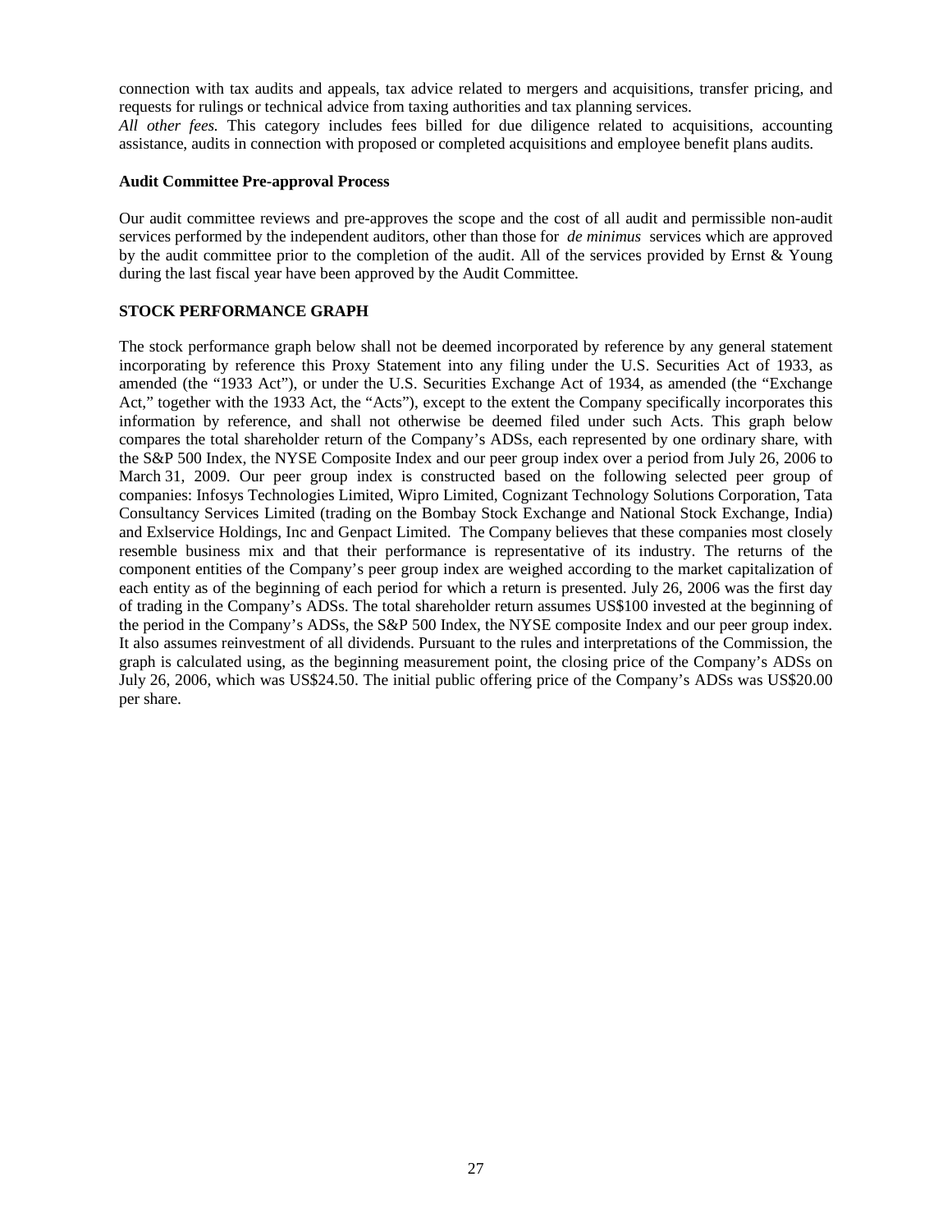connection with tax audits and appeals, tax advice related to mergers and acquisitions, transfer pricing, and requests for rulings or technical advice from taxing authorities and tax planning services.

*All other fees.* This category includes fees billed for due diligence related to acquisitions, accounting assistance, audits in connection with proposed or completed acquisitions and employee benefit plans audits.

**Audit Committee Pre-approval Process**

Our audit committee reviews and pre-approves the scope and the cost of all audit and permissible non-audit services performed by the independent auditors, other than those for *de minimus* services which are approved by the audit committee prior to the completion of the audit. All of the services provided by Ernst & Young during the last fiscal year have been approved by the Audit Committee.

**STOCK PERFORMANCE GRAPH**

The stock performance graph below shall not be deemed incorporated by reference by any general statement incorporating by reference this Proxy Statement into any filing under the U.S. Securities Act of 1933, as amended (the "1933 Act"), or under the U.S. Securities Exchange Act of 1934, as amended (the "Exchange Act," together with the 1933 Act, the "Acts"), except to the extent the Company specifically incorporates this information by reference, and shall not otherwise be deemed filed under such Acts. This graph below compares the total shareholder return of the Company's ADSs, each represented by one ordinary share, with the S&P 500 Index, the NYSE Composite Index and our peer group index over a period from July 26, 2006 to March 31, 2009. Our peer group index is constructed based on the following selected peer group of companies: Infosys Technologies Limited, Wipro Limited, Cognizant Technology Solutions Corporation, Tata Consultancy Services Limited (trading on the Bombay Stock Exchange and National Stock Exchange, India) and Exlservice Holdings, Inc and Genpact Limited. The Company believes that these companies most closely resemble business mix and that their performance is representative of its industry. The returns of the component entities of the Company's peer group index are weighed according to the market capitalization of each entity as of the beginning of each period for which a return is presented. July 26, 2006 was the first day of trading in the Company's ADSs. The total shareholder return assumes US$100 invested at the beginning of the period in the Company's ADSs, the S&P 500 Index, the NYSE composite Index and our peer group index. It also assumes reinvestment of all dividends. Pursuant to the rules and interpretations of the Commission, the graph is calculated using, as the beginning measurement point, the closing price of the Company's ADSs on July 26, 2006, which was US$24.50. The initial public offering price of the Company's ADSs was US$20.00 per share.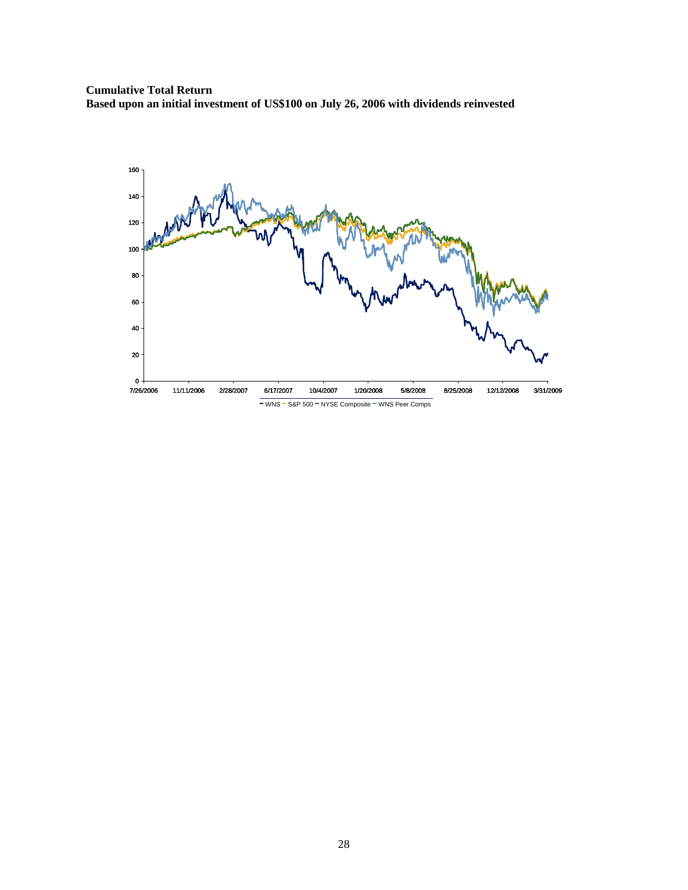**Cumulative Total Return**
**Based upon an initial investment of US$100 on July 26, 2006 with dividends reinvested**

160
140
120
100
80
60
40
20
0

7/26/2006 11/11/2006 2/28/2007 6/17/2007 10/4/2007 1/20/2008 5/8/2008 8/25/2008 12/12/2008 3/31/2009

WNS S&P 500 NYSE Composite WNS Peer Comps